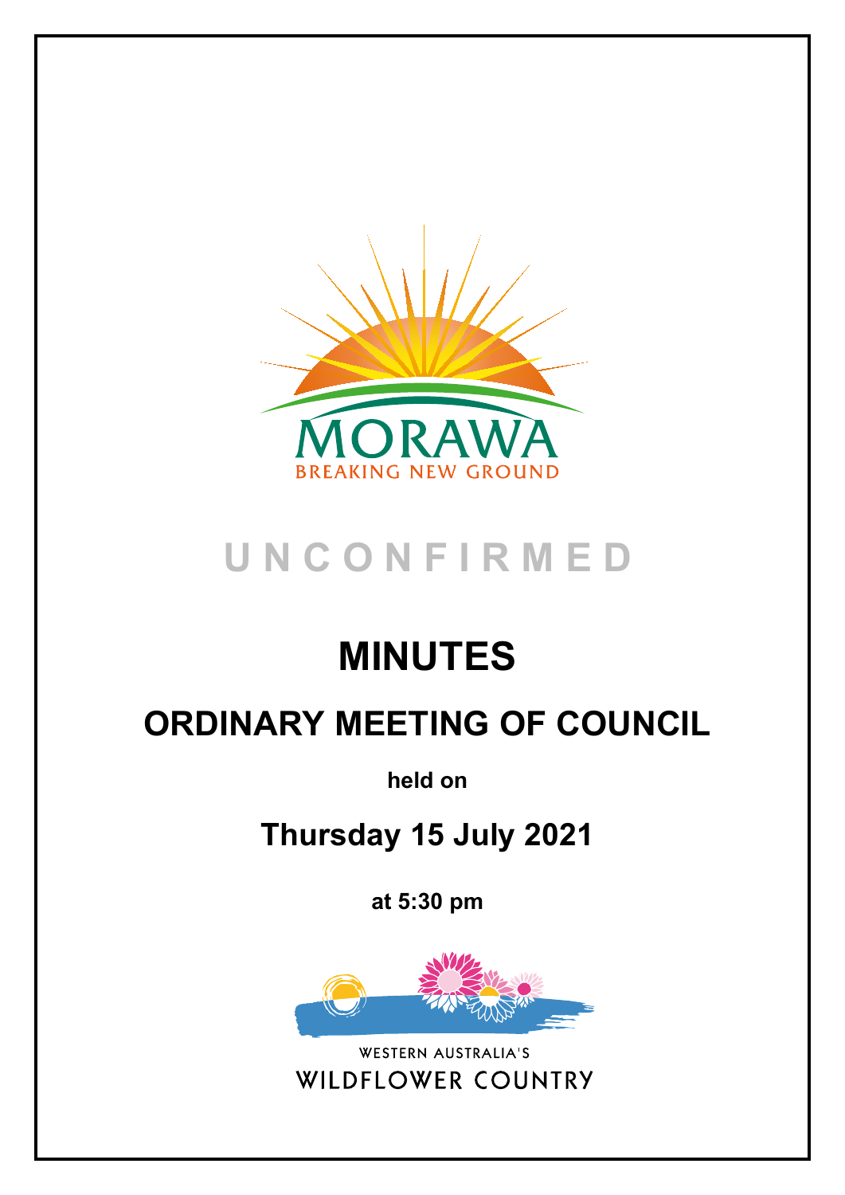MORAWA

BREAKING NEW GROUND

U N C O N F I R M E D

# MINUTES

## ORDINARY MEETING OF COUNCIL

**held on**

## Thursday 15 July 2021

**at 5:30 pm**

WESTERN AUSTRALIA'S

WILDFLOWER COUNTRY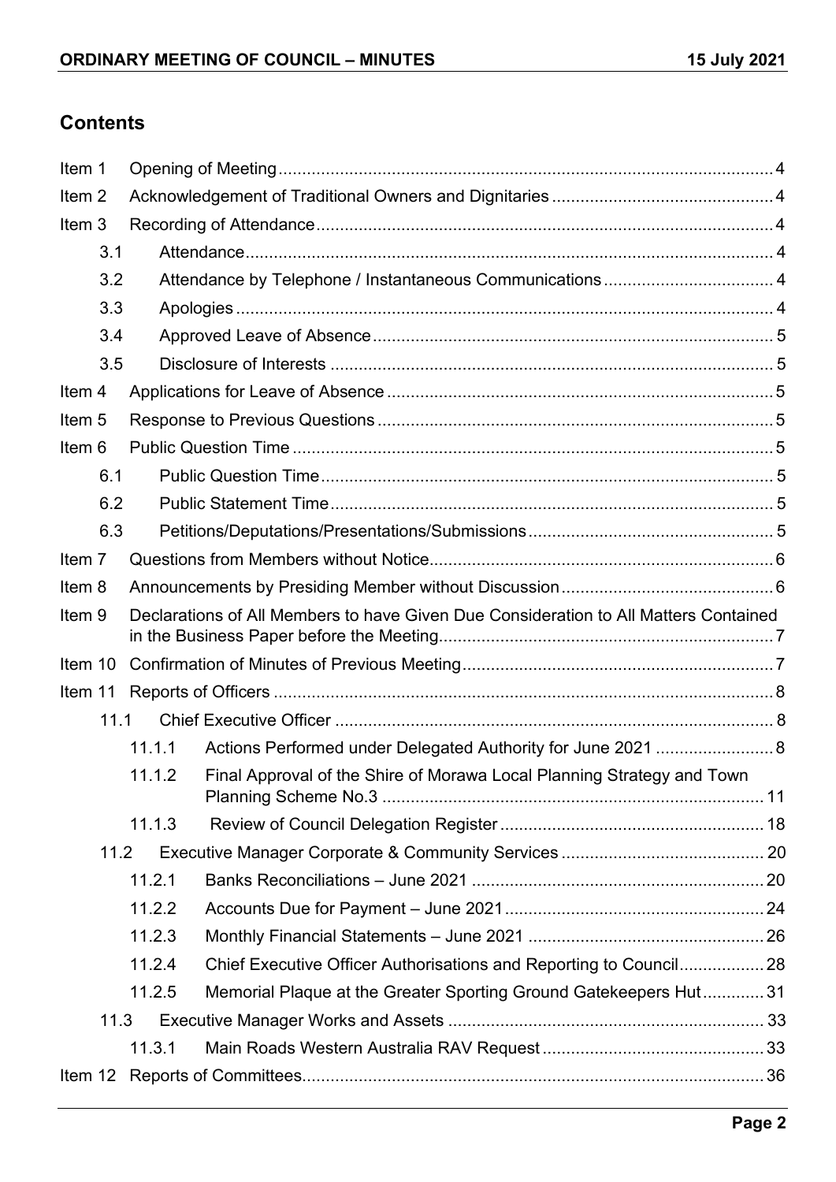## Contents

| | | |
|---|---|---|
| Item 1 | Opening of Meeting | 4 |
| Item 2 | Acknowledgement of Traditional Owners and Dignitaries | 4 |
| Item 3 | Recording of Attendance | 4 |
| 3.1 | Attendance | 4 |
| 3.2 | Attendance by Telephone / Instantaneous Communications | 4 |
| 3.3 | Apologies | 4 |
| 3.4 | Approved Leave of Absence | 5 |
| 3.5 | Disclosure of Interests | 5 |
| Item 4 | Applications for Leave of Absence | 5 |
| Item 5 | Response to Previous Questions | 5 |
| Item 6 | Public Question Time | 5 |
| 6.1 | Public Question Time | 5 |
| 6.2 | Public Statement Time | 5 |
| 6.3 | Petitions/Deputations/Presentations/Submissions | 5 |
| Item 7 | Questions from Members without Notice | 6 |
| Item 8 | Announcements by Presiding Member without Discussion | 6 |
| Item 9 | Declarations of All Members to have Given Due Consideration to All Matters Contained in the Business Paper before the Meeting | 7 |
| Item 10 | Confirmation of Minutes of Previous Meeting | 7 |
| Item 11 | Reports of Officers | 8 |
| 11.1 | Chief Executive Officer | 8 |
| 11.1.1 | Actions Performed under Delegated Authority for June 2021 | 8 |
| 11.1.2 | Final Approval of the Shire of Morawa Local Planning Strategy and Town Planning Scheme No.3 | 11 |
| 11.1.3 | Review of Council Delegation Register | 18 |
| 11.2 | Executive Manager Corporate & Community Services | 20 |
| 11.2.1 | Banks Reconciliations – June 2021 | 20 |
| 11.2.2 | Accounts Due for Payment – June 2021 | 24 |
| 11.2.3 | Monthly Financial Statements – June 2021 | 26 |
| 11.2.4 | Chief Executive Officer Authorisations and Reporting to Council | 28 |
| 11.2.5 | Memorial Plaque at the Greater Sporting Ground Gatekeepers Hut | 31 |
| 11.3 | Executive Manager Works and Assets | 33 |
| 11.3.1 | Main Roads Western Australia RAV Request | 33 |
| Item 12 | Reports of Committees | 36 |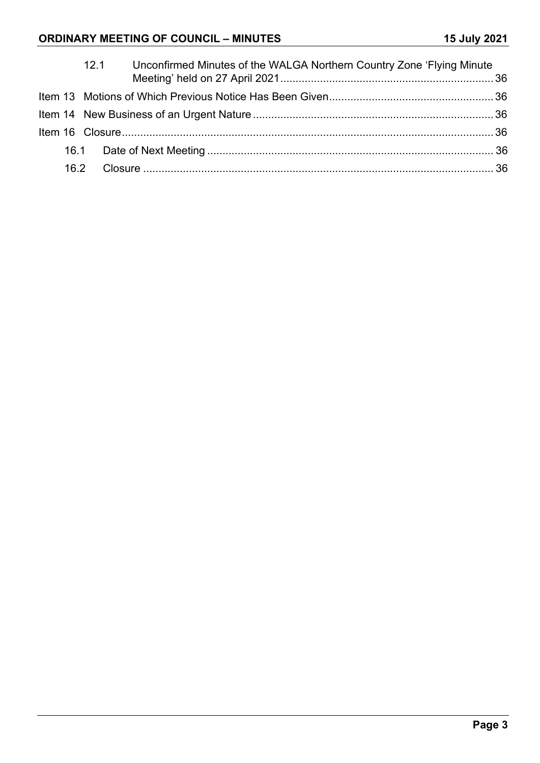12.1 Unconfirmed Minutes of the WALGA Northern Country Zone 'Flying Minute Meeting' held on 27 April 2021 ..... 36

Item 13 Motions of Which Previous Notice Has Been Given ..... 36

Item 14 New Business of an Urgent Nature ..... 36

Item 16 Closure ..... 36

16.1 Date of Next Meeting ..... 36

16.2 Closure ..... 36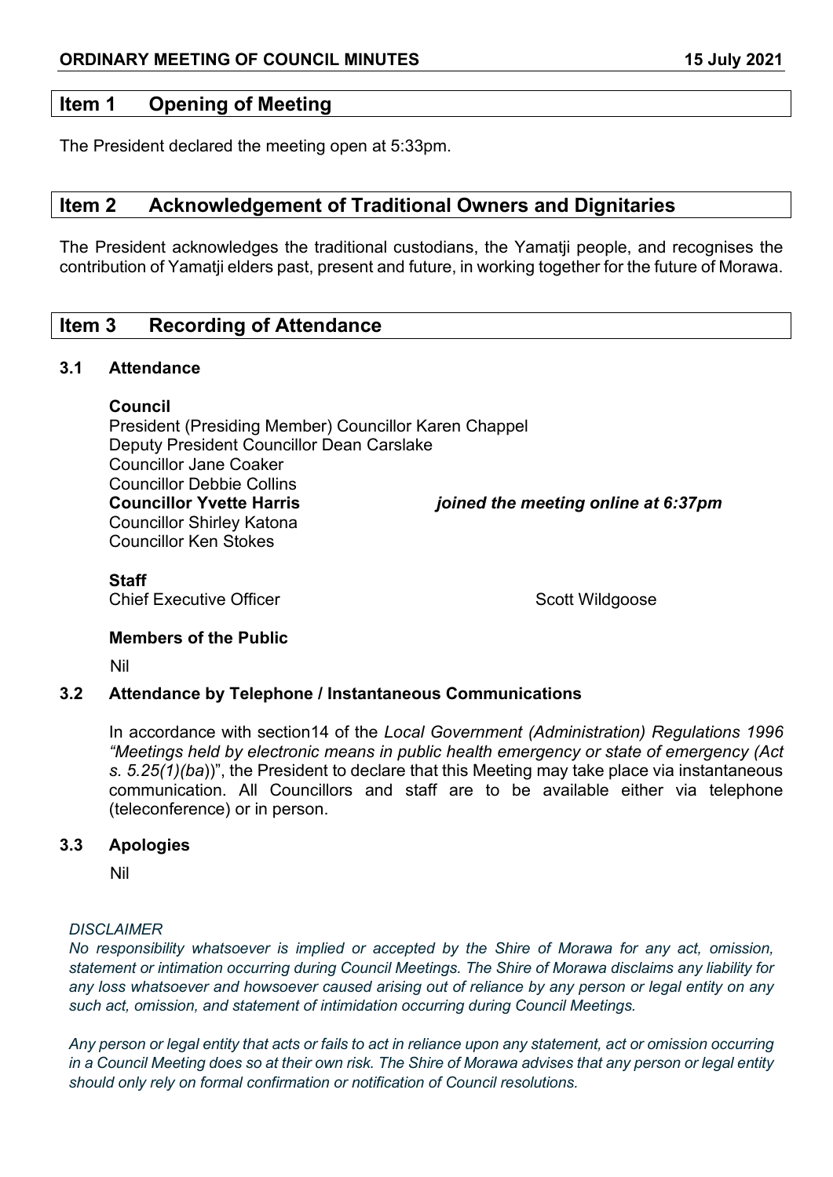## Item 1 Opening of Meeting

The President declared the meeting open at 5:33pm.

## Item 2 Acknowledgement of Traditional Owners and Dignitaries

The President acknowledges the traditional custodians, the Yamatji people, and recognises the contribution of Yamatji elders past, present and future, in working together for the future of Morawa.

## Item 3 Recording of Attendance

### 3.1 Attendance

**Council**

President (Presiding Member) Councillor Karen Chappel
Deputy President Councillor Dean Carslake
Councillor Jane Coaker
Councillor Debbie Collins
**Councillor Yvette Harris** ***joined the meeting online at 6:37pm***
Councillor Shirley Katona
Councillor Ken Stokes

**Staff**

Chief Executive Officer Scott Wildgoose

**Members of the Public**

Nil

### 3.2 Attendance by Telephone / Instantaneous Communications

In accordance with section14 of the *Local Government (Administration) Regulations 1996 "Meetings held by electronic means in public health emergency or state of emergency (Act s. 5.25(1)(ba*))", the President to declare that this Meeting may take place via instantaneous communication. All Councillors and staff are to be available either via telephone (teleconference) or in person.

### 3.3 Apologies

Nil

*DISCLAIMER*
*No responsibility whatsoever is implied or accepted by the Shire of Morawa for any act, omission, statement or intimation occurring during Council Meetings. The Shire of Morawa disclaims any liability for any loss whatsoever and howsoever caused arising out of reliance by any person or legal entity on any such act, omission, and statement of intimidation occurring during Council Meetings.*

*Any person or legal entity that acts or fails to act in reliance upon any statement, act or omission occurring in a Council Meeting does so at their own risk. The Shire of Morawa advises that any person or legal entity should only rely on formal confirmation or notification of Council resolutions.*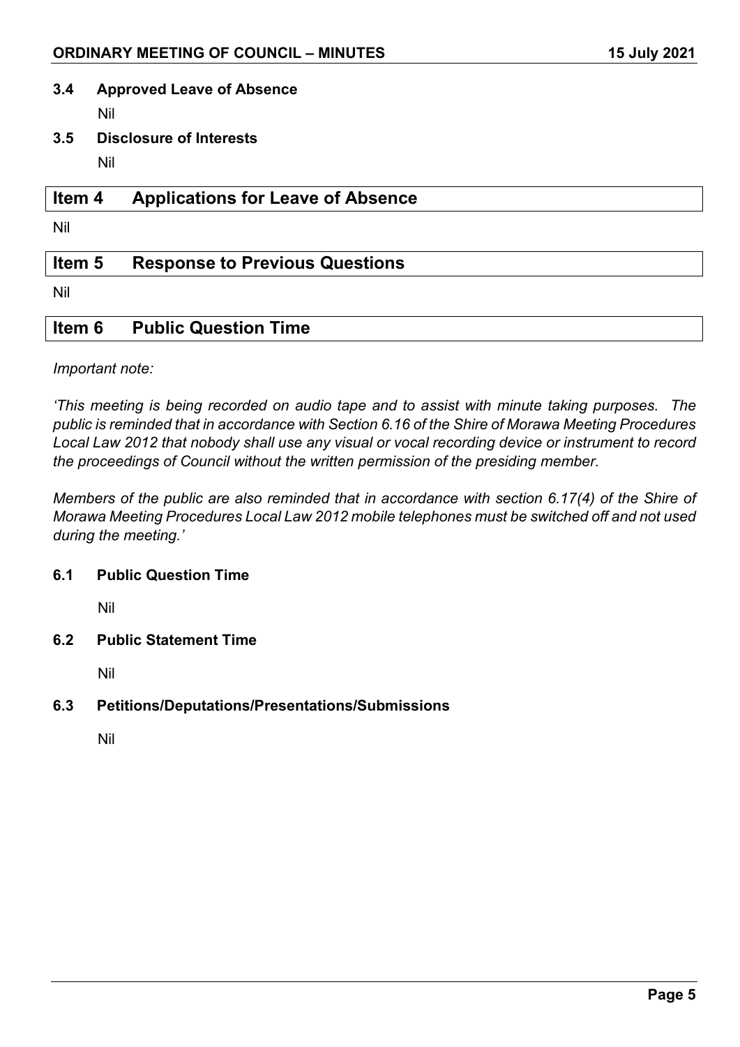### 3.4 Approved Leave of Absence

Nil

### 3.5 Disclosure of Interests

Nil

## Item 4 Applications for Leave of Absence

Nil

## Item 5 Response to Previous Questions

Nil

## Item 6 Public Question Time

*Important note:*

*'This meeting is being recorded on audio tape and to assist with minute taking purposes. The public is reminded that in accordance with Section 6.16 of the Shire of Morawa Meeting Procedures Local Law 2012 that nobody shall use any visual or vocal recording device or instrument to record the proceedings of Council without the written permission of the presiding member.*

*Members of the public are also reminded that in accordance with section 6.17(4) of the Shire of Morawa Meeting Procedures Local Law 2012 mobile telephones must be switched off and not used during the meeting.'*

### 6.1 Public Question Time

Nil

### 6.2 Public Statement Time

Nil

### 6.3 Petitions/Deputations/Presentations/Submissions

Nil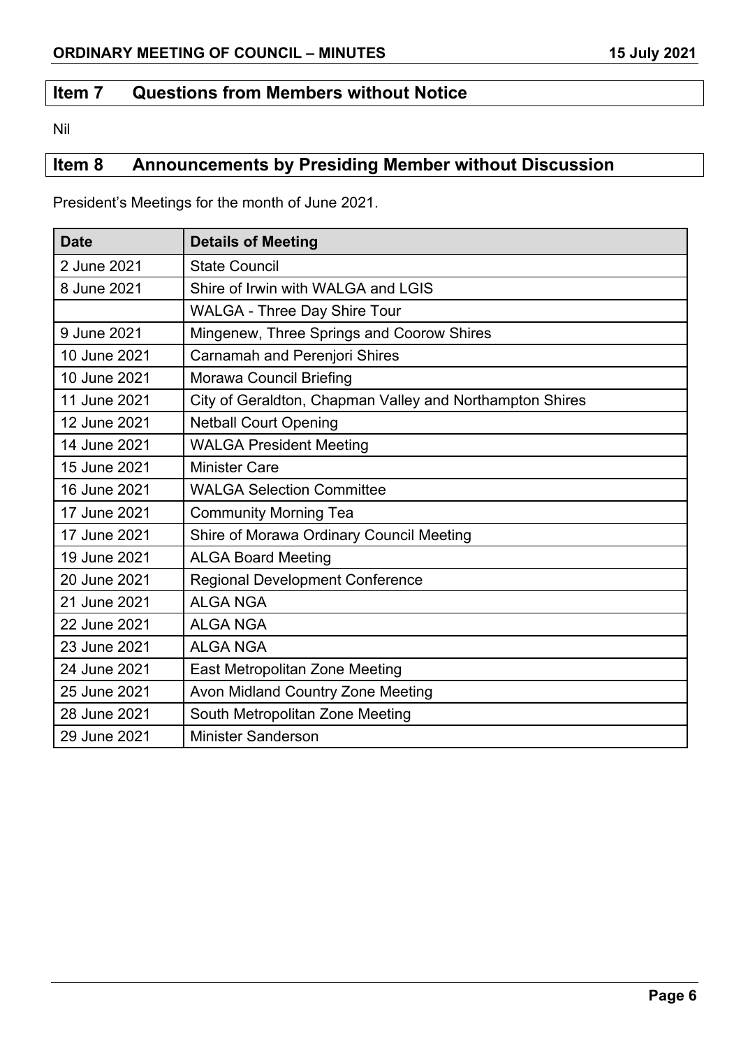## Item 7 Questions from Members without Notice

Nil

## Item 8 Announcements by Presiding Member without Discussion

President's Meetings for the month of June 2021.

| Date | Details of Meeting |
|---|---|
| 2 June 2021 | State Council |
| 8 June 2021 | Shire of Irwin with WALGA and LGIS |
| | WALGA - Three Day Shire Tour |
| 9 June 2021 | Mingenew, Three Springs and Coorow Shires |
| 10 June 2021 | Carnamah and Perenjori Shires |
| 10 June 2021 | Morawa Council Briefing |
| 11 June 2021 | City of Geraldton, Chapman Valley and Northampton Shires |
| 12 June 2021 | Netball Court Opening |
| 14 June 2021 | WALGA President Meeting |
| 15 June 2021 | Minister Care |
| 16 June 2021 | WALGA Selection Committee |
| 17 June 2021 | Community Morning Tea |
| 17 June 2021 | Shire of Morawa Ordinary Council Meeting |
| 19 June 2021 | ALGA Board Meeting |
| 20 June 2021 | Regional Development Conference |
| 21 June 2021 | ALGA NGA |
| 22 June 2021 | ALGA NGA |
| 23 June 2021 | ALGA NGA |
| 24 June 2021 | East Metropolitan Zone Meeting |
| 25 June 2021 | Avon Midland Country Zone Meeting |
| 28 June 2021 | South Metropolitan Zone Meeting |
| 29 June 2021 | Minister Sanderson |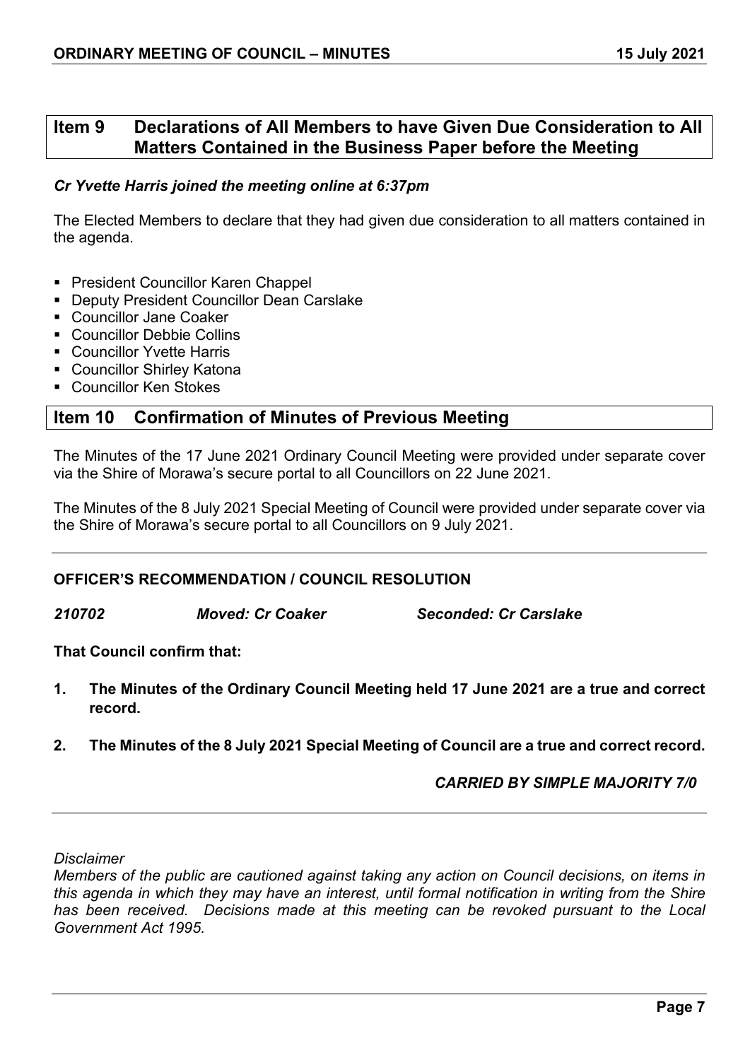## Item 9 Declarations of All Members to have Given Due Consideration to All Matters Contained in the Business Paper before the Meeting

*Cr Yvette Harris joined the meeting online at 6:37pm*

The Elected Members to declare that they had given due consideration to all matters contained in the agenda.

- President Councillor Karen Chappel
- Deputy President Councillor Dean Carslake
- Councillor Jane Coaker
- Councillor Debbie Collins
- Councillor Yvette Harris
- Councillor Shirley Katona
- Councillor Ken Stokes

## Item 10 Confirmation of Minutes of Previous Meeting

The Minutes of the 17 June 2021 Ordinary Council Meeting were provided under separate cover via the Shire of Morawa's secure portal to all Councillors on 22 June 2021.

The Minutes of the 8 July 2021 Special Meeting of Council were provided under separate cover via the Shire of Morawa's secure portal to all Councillors on 9 July 2021.

---

**OFFICER'S RECOMMENDATION / COUNCIL RESOLUTION**

***210702*** ***Moved: Cr Coaker*** ***Seconded: Cr Carslake***

**That Council confirm that:**

1. **The Minutes of the Ordinary Council Meeting held 17 June 2021 are a true and correct record.**
2. **The Minutes of the 8 July 2021 Special Meeting of Council are a true and correct record.**

***CARRIED BY SIMPLE MAJORITY 7/0***

---

*Disclaimer*

*Members of the public are cautioned against taking any action on Council decisions, on items in this agenda in which they may have an interest, until formal notification in writing from the Shire has been received. Decisions made at this meeting can be revoked pursuant to the Local Government Act 1995.*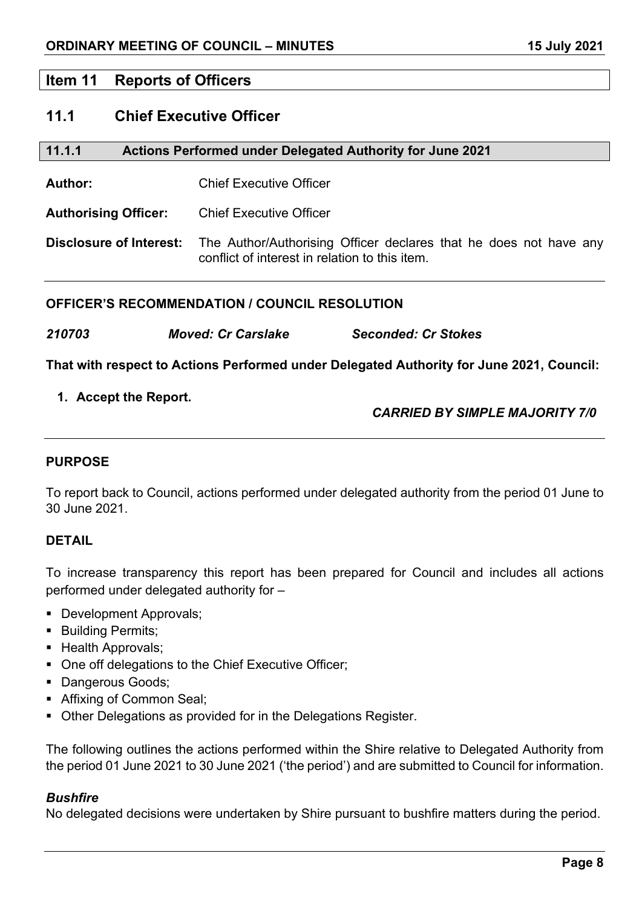## Item 11 Reports of Officers

## 11.1 Chief Executive Officer

### 11.1.1 Actions Performed under Delegated Authority for June 2021

**Author:** Chief Executive Officer

**Authorising Officer:** Chief Executive Officer

**Disclosure of Interest:** The Author/Authorising Officer declares that he does not have any conflict of interest in relation to this item.

---

**OFFICER'S RECOMMENDATION / COUNCIL RESOLUTION**

***210703*** ***Moved: Cr Carslake*** ***Seconded: Cr Stokes***

**That with respect to Actions Performed under Delegated Authority for June 2021, Council:**

1. **Accept the Report.**

***CARRIED BY SIMPLE MAJORITY 7/0***

---

**PURPOSE**

To report back to Council, actions performed under delegated authority from the period 01 June to 30 June 2021.

**DETAIL**

To increase transparency this report has been prepared for Council and includes all actions performed under delegated authority for –

- Development Approvals;
- Building Permits;
- Health Approvals;
- One off delegations to the Chief Executive Officer;
- Dangerous Goods;
- Affixing of Common Seal;
- Other Delegations as provided for in the Delegations Register.

The following outlines the actions performed within the Shire relative to Delegated Authority from the period 01 June 2021 to 30 June 2021 ('the period') and are submitted to Council for information.

***Bushfire***

No delegated decisions were undertaken by Shire pursuant to bushfire matters during the period.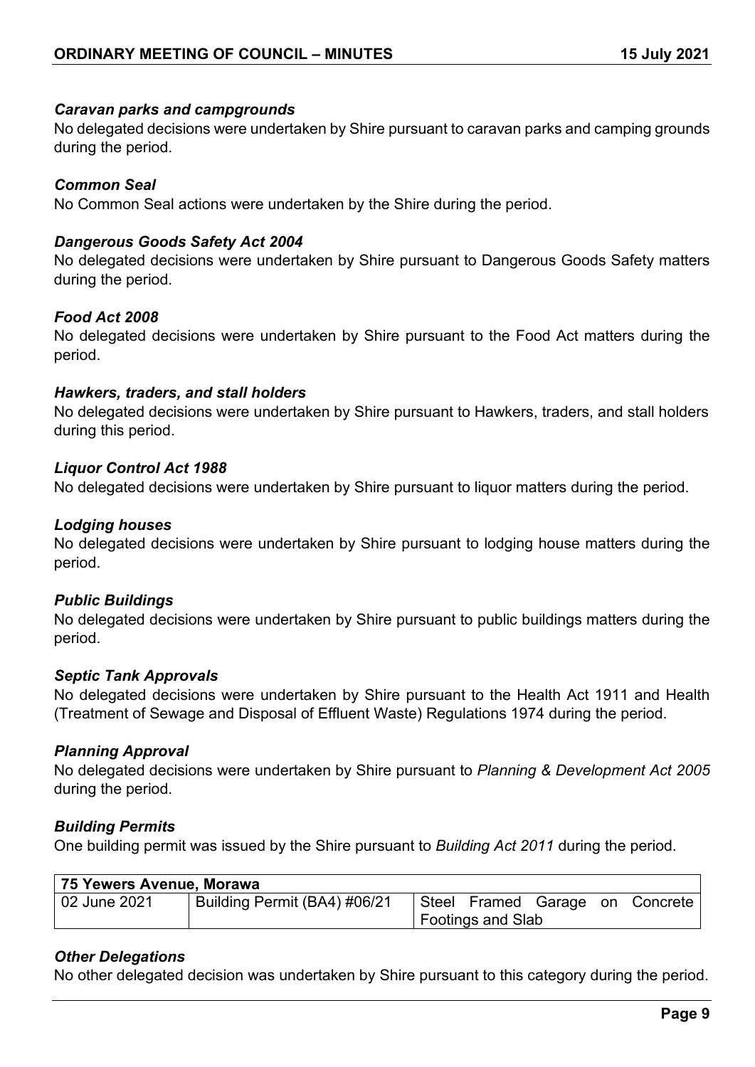### *Caravan parks and campgrounds*

No delegated decisions were undertaken by Shire pursuant to caravan parks and camping grounds during the period.

### *Common Seal*

No Common Seal actions were undertaken by the Shire during the period.

### *Dangerous Goods Safety Act 2004*

No delegated decisions were undertaken by Shire pursuant to Dangerous Goods Safety matters during the period.

### *Food Act 2008*

No delegated decisions were undertaken by Shire pursuant to the Food Act matters during the period.

### *Hawkers, traders, and stall holders*

No delegated decisions were undertaken by Shire pursuant to Hawkers, traders, and stall holders during this period.

### *Liquor Control Act 1988*

No delegated decisions were undertaken by Shire pursuant to liquor matters during the period.

### *Lodging houses*

No delegated decisions were undertaken by Shire pursuant to lodging house matters during the period.

### *Public Buildings*

No delegated decisions were undertaken by Shire pursuant to public buildings matters during the period.

### *Septic Tank Approvals*

No delegated decisions were undertaken by Shire pursuant to the Health Act 1911 and Health (Treatment of Sewage and Disposal of Effluent Waste) Regulations 1974 during the period.

### *Planning Approval*

No delegated decisions were undertaken by Shire pursuant to *Planning & Development Act 2005* during the period.

### *Building Permits*

One building permit was issued by the Shire pursuant to *Building Act 2011* during the period.

| **75 Yewers Avenue, Morawa** | | |
|---|---|---|
| 02 June 2021 | Building Permit (BA4) #06/21 | Steel Framed Garage on Concrete Footings and Slab |

### *Other Delegations*

No other delegated decision was undertaken by Shire pursuant to this category during the period.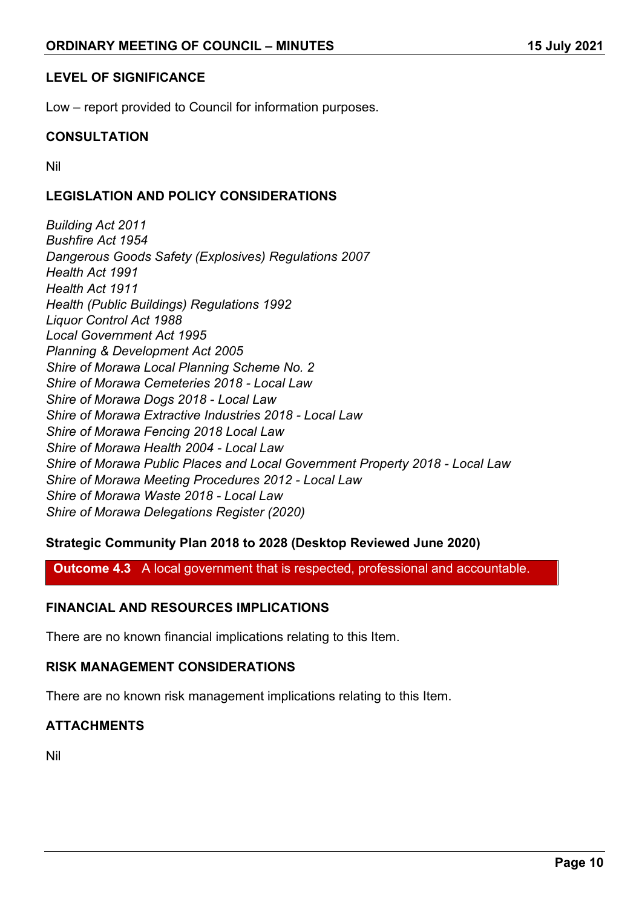### LEVEL OF SIGNIFICANCE

Low – report provided to Council for information purposes.

### CONSULTATION

Nil

### LEGISLATION AND POLICY CONSIDERATIONS

*Building Act 2011*
*Bushfire Act 1954*
*Dangerous Goods Safety (Explosives) Regulations 2007*
*Health Act 1991*
*Health Act 1911*
*Health (Public Buildings) Regulations 1992*
*Liquor Control Act 1988*
*Local Government Act 1995*
*Planning & Development Act 2005*
*Shire of Morawa Local Planning Scheme No. 2*
*Shire of Morawa Cemeteries 2018 - Local Law*
*Shire of Morawa Dogs 2018 - Local Law*
*Shire of Morawa Extractive Industries 2018 - Local Law*
*Shire of Morawa Fencing 2018 Local Law*
*Shire of Morawa Health 2004 - Local Law*
*Shire of Morawa Public Places and Local Government Property 2018 - Local Law*
*Shire of Morawa Meeting Procedures 2012 - Local Law*
*Shire of Morawa Waste 2018 - Local Law*
*Shire of Morawa Delegations Register (2020)*

**Strategic Community Plan 2018 to 2028 (Desktop Reviewed June 2020)**

**Outcome 4.3** A local government that is respected, professional and accountable.

### FINANCIAL AND RESOURCES IMPLICATIONS

There are no known financial implications relating to this Item.

### RISK MANAGEMENT CONSIDERATIONS

There are no known risk management implications relating to this Item.

### ATTACHMENTS

Nil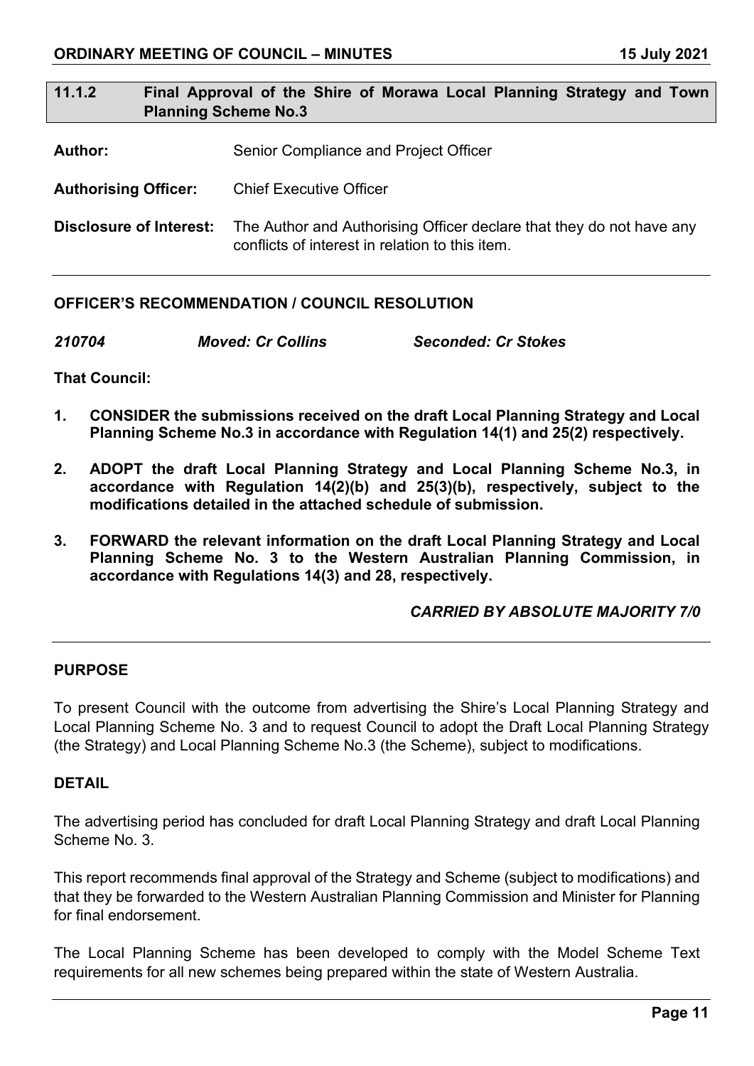## 11.1.2 Final Approval of the Shire of Morawa Local Planning Strategy and Town Planning Scheme No.3

**Author:** Senior Compliance and Project Officer

**Authorising Officer:** Chief Executive Officer

**Disclosure of Interest:** The Author and Authorising Officer declare that they do not have any conflicts of interest in relation to this item.

---

### OFFICER'S RECOMMENDATION / COUNCIL RESOLUTION

***210704*** ***Moved: Cr Collins*** ***Seconded: Cr Stokes***

**That Council:**

1. **CONSIDER the submissions received on the draft Local Planning Strategy and Local Planning Scheme No.3 in accordance with Regulation 14(1) and 25(2) respectively.**
2. **ADOPT the draft Local Planning Strategy and Local Planning Scheme No.3, in accordance with Regulation 14(2)(b) and 25(3)(b), respectively, subject to the modifications detailed in the attached schedule of submission.**
3. **FORWARD the relevant information on the draft Local Planning Strategy and Local Planning Scheme No. 3 to the Western Australian Planning Commission, in accordance with Regulations 14(3) and 28, respectively.**

***CARRIED BY ABSOLUTE MAJORITY 7/0***

---

### PURPOSE

To present Council with the outcome from advertising the Shire's Local Planning Strategy and Local Planning Scheme No. 3 and to request Council to adopt the Draft Local Planning Strategy (the Strategy) and Local Planning Scheme No.3 (the Scheme), subject to modifications.

### DETAIL

The advertising period has concluded for draft Local Planning Strategy and draft Local Planning Scheme No. 3.

This report recommends final approval of the Strategy and Scheme (subject to modifications) and that they be forwarded to the Western Australian Planning Commission and Minister for Planning for final endorsement.

The Local Planning Scheme has been developed to comply with the Model Scheme Text requirements for all new schemes being prepared within the state of Western Australia.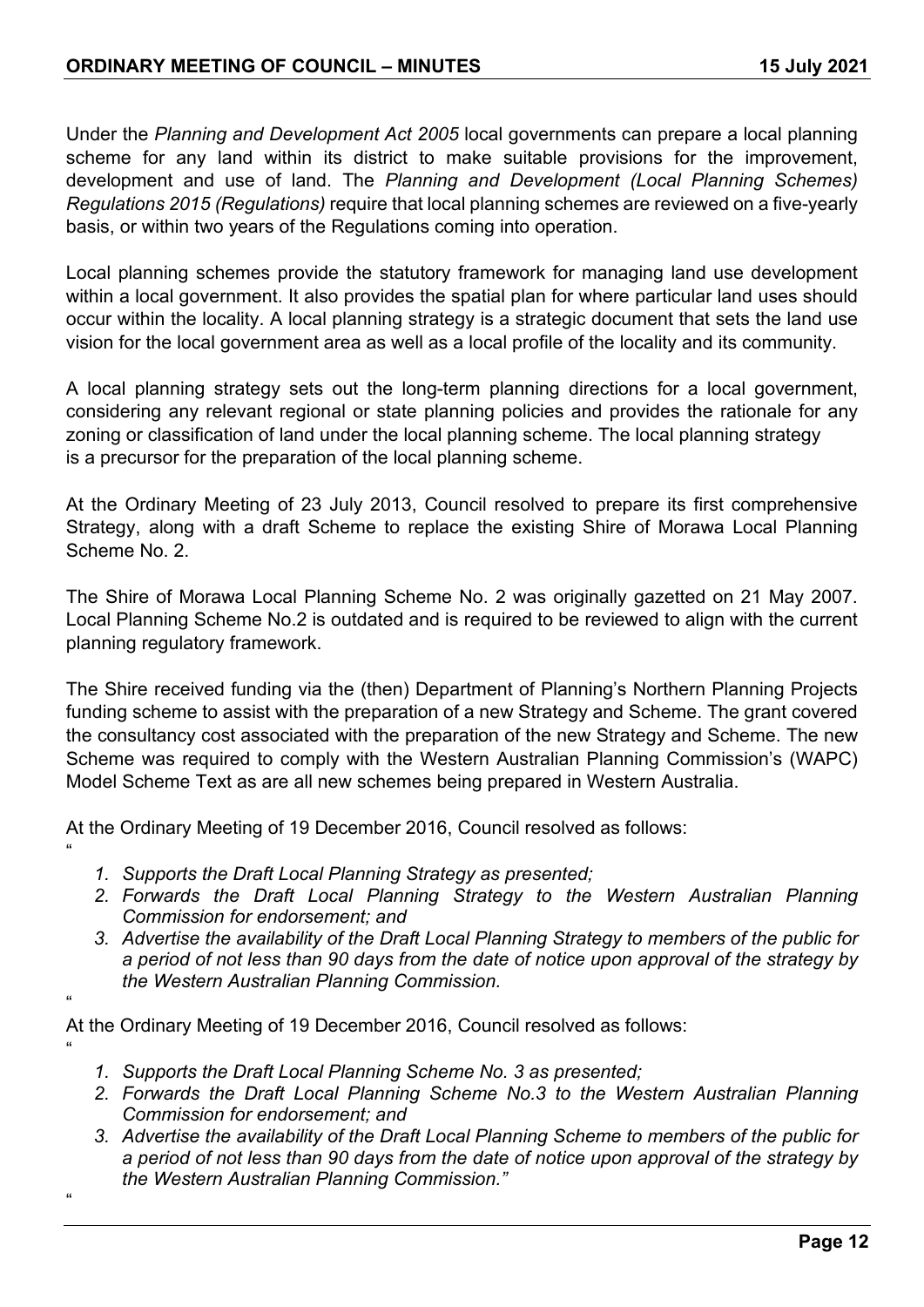Under the *Planning and Development Act 2005* local governments can prepare a local planning scheme for any land within its district to make suitable provisions for the improvement, development and use of land. The *Planning and Development (Local Planning Schemes) Regulations 2015 (Regulations)* require that local planning schemes are reviewed on a five-yearly basis, or within two years of the Regulations coming into operation.

Local planning schemes provide the statutory framework for managing land use development within a local government. It also provides the spatial plan for where particular land uses should occur within the locality. A local planning strategy is a strategic document that sets the land use vision for the local government area as well as a local profile of the locality and its community.

A local planning strategy sets out the long-term planning directions for a local government, considering any relevant regional or state planning policies and provides the rationale for any zoning or classification of land under the local planning scheme. The local planning strategy is a precursor for the preparation of the local planning scheme.

At the Ordinary Meeting of 23 July 2013, Council resolved to prepare its first comprehensive Strategy, along with a draft Scheme to replace the existing Shire of Morawa Local Planning Scheme No. 2.

The Shire of Morawa Local Planning Scheme No. 2 was originally gazetted on 21 May 2007. Local Planning Scheme No.2 is outdated and is required to be reviewed to align with the current planning regulatory framework.

The Shire received funding via the (then) Department of Planning's Northern Planning Projects funding scheme to assist with the preparation of a new Strategy and Scheme. The grant covered the consultancy cost associated with the preparation of the new Strategy and Scheme. The new Scheme was required to comply with the Western Australian Planning Commission's (WAPC) Model Scheme Text as are all new schemes being prepared in Western Australia.

At the Ordinary Meeting of 19 December 2016, Council resolved as follows:

"

1. *Supports the Draft Local Planning Strategy as presented;*
2. *Forwards the Draft Local Planning Strategy to the Western Australian Planning Commission for endorsement; and*
3. *Advertise the availability of the Draft Local Planning Strategy to members of the public for a period of not less than 90 days from the date of notice upon approval of the strategy by the Western Australian Planning Commission.*

"

At the Ordinary Meeting of 19 December 2016, Council resolved as follows:

"

1. *Supports the Draft Local Planning Scheme No. 3 as presented;*
2. *Forwards the Draft Local Planning Scheme No.3 to the Western Australian Planning Commission for endorsement; and*
3. *Advertise the availability of the Draft Local Planning Scheme to members of the public for a period of not less than 90 days from the date of notice upon approval of the strategy by the Western Australian Planning Commission."*

"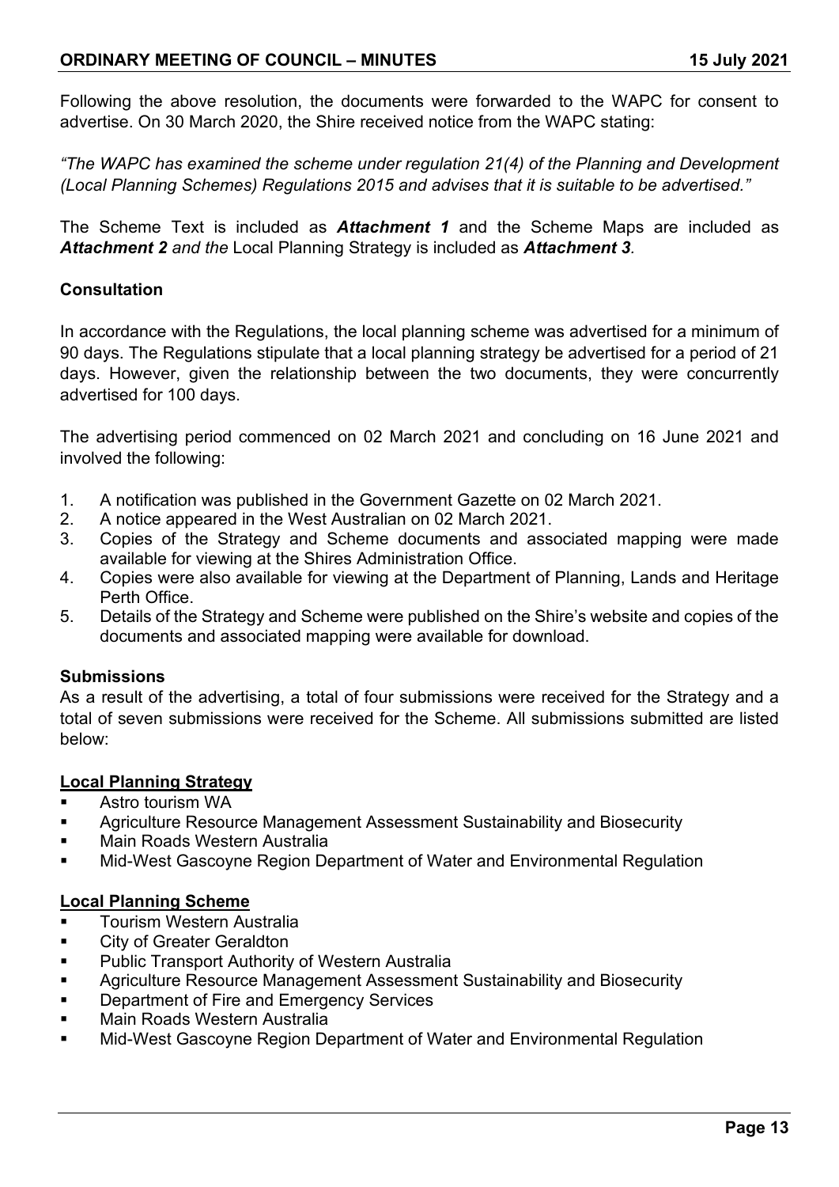Following the above resolution, the documents were forwarded to the WAPC for consent to advertise. On 30 March 2020, the Shire received notice from the WAPC stating:

*"The WAPC has examined the scheme under regulation 21(4) of the Planning and Development (Local Planning Schemes) Regulations 2015 and advises that it is suitable to be advertised."*

The Scheme Text is included as ***Attachment 1*** and the Scheme Maps are included as ***Attachment 2*** *and the* Local Planning Strategy is included as ***Attachment 3****.*

**Consultation**

In accordance with the Regulations, the local planning scheme was advertised for a minimum of 90 days. The Regulations stipulate that a local planning strategy be advertised for a period of 21 days. However, given the relationship between the two documents, they were concurrently advertised for 100 days.

The advertising period commenced on 02 March 2021 and concluding on 16 June 2021 and involved the following:

1. A notification was published in the Government Gazette on 02 March 2021.
2. A notice appeared in the West Australian on 02 March 2021.
3. Copies of the Strategy and Scheme documents and associated mapping were made available for viewing at the Shires Administration Office.
4. Copies were also available for viewing at the Department of Planning, Lands and Heritage Perth Office.
5. Details of the Strategy and Scheme were published on the Shire's website and copies of the documents and associated mapping were available for download.

**Submissions**

As a result of the advertising, a total of four submissions were received for the Strategy and a total of seven submissions were received for the Scheme. All submissions submitted are listed below:

**Local Planning Strategy**

- Astro tourism WA
- Agriculture Resource Management Assessment Sustainability and Biosecurity
- Main Roads Western Australia
- Mid-West Gascoyne Region Department of Water and Environmental Regulation

**Local Planning Scheme**

- Tourism Western Australia
- City of Greater Geraldton
- Public Transport Authority of Western Australia
- Agriculture Resource Management Assessment Sustainability and Biosecurity
- Department of Fire and Emergency Services
- Main Roads Western Australia
- Mid-West Gascoyne Region Department of Water and Environmental Regulation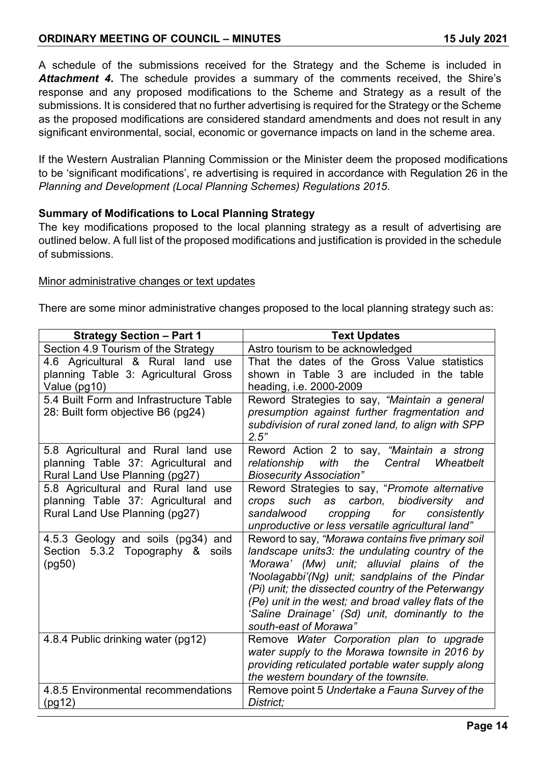A schedule of the submissions received for the Strategy and the Scheme is included in ***Attachment 4***. The schedule provides a summary of the comments received, the Shire's response and any proposed modifications to the Scheme and Strategy as a result of the submissions. It is considered that no further advertising is required for the Strategy or the Scheme as the proposed modifications are considered standard amendments and does not result in any significant environmental, social, economic or governance impacts on land in the scheme area.

If the Western Australian Planning Commission or the Minister deem the proposed modifications to be 'significant modifications', re advertising is required in accordance with Regulation 26 in the *Planning and Development (Local Planning Schemes) Regulations 2015*.

**Summary of Modifications to Local Planning Strategy**

The key modifications proposed to the local planning strategy as a result of advertising are outlined below. A full list of the proposed modifications and justification is provided in the schedule of submissions.

Minor administrative changes or text updates

There are some minor administrative changes proposed to the local planning strategy such as:

| Strategy Section – Part 1 | Text Updates |
| --- | --- |
| Section 4.9 Tourism of the Strategy | Astro tourism to be acknowledged |
| 4.6 Agricultural & Rural land use planning Table 3: Agricultural Gross Value (pg10) | That the dates of the Gross Value statistics shown in Table 3 are included in the table heading, i.e. 2000-2009 |
| 5.4 Built Form and Infrastructure Table 28: Built form objective B6 (pg24) | Reword Strategies to say, *"Maintain a general presumption against further fragmentation and subdivision of rural zoned land, to align with SPP 2.5"* |
| 5.8 Agricultural and Rural land use planning Table 37: Agricultural and Rural Land Use Planning (pg27) | Reword Action 2 to say, *"Maintain a strong relationship with the Central Wheatbelt Biosecurity Association"* |
| 5.8 Agricultural and Rural land use planning Table 37: Agricultural and Rural Land Use Planning (pg27) | Reword Strategies to say, "*Promote alternative crops such as carbon, biodiversity and sandalwood cropping for consistently unproductive or less versatile agricultural land"* |
| 4.5.3 Geology and soils (pg34) and Section 5.3.2 Topography & soils (pg50) | Reword to say, *"Morawa contains five primary soil landscape units3: the undulating country of the 'Morawa' (Mw) unit; alluvial plains of the 'Noolagabbi'(Ng) unit; sandplains of the Pindar (Pi) unit; the dissected country of the Peterwangy (Pe) unit in the west; and broad valley flats of the 'Saline Drainage' (Sd) unit, dominantly to the south-east of Morawa"* |
| 4.8.4 Public drinking water (pg12) | Remove *Water Corporation plan to upgrade water supply to the Morawa townsite in 2016 by providing reticulated portable water supply along the western boundary of the townsite.* |
| 4.8.5 Environmental recommendations (pg12) | Remove point 5 *Undertake a Fauna Survey of the District;* |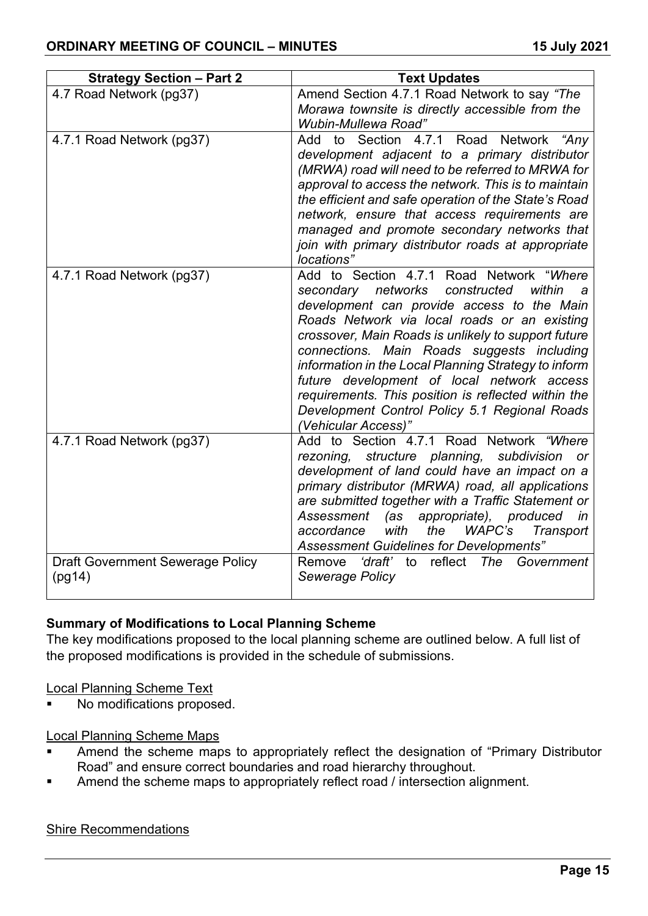| Strategy Section – Part 2 | Text Updates |
|---|---|
| 4.7 Road Network (pg37) | Amend Section 4.7.1 Road Network to say *"The Morawa townsite is directly accessible from the Wubin-Mullewa Road"* |
| 4.7.1 Road Network (pg37) | Add to Section 4.7.1 Road Network *"Any development adjacent to a primary distributor (MRWA) road will need to be referred to MRWA for approval to access the network. This is to maintain the efficient and safe operation of the State's Road network, ensure that access requirements are managed and promote secondary networks that join with primary distributor roads at appropriate locations"* |
| 4.7.1 Road Network (pg37) | Add to Section 4.7.1 Road Network "*Where secondary networks constructed within a development can provide access to the Main Roads Network via local roads or an existing crossover, Main Roads is unlikely to support future connections. Main Roads suggests including information in the Local Planning Strategy to inform future development of local network access requirements. This position is reflected within the Development Control Policy 5.1 Regional Roads (Vehicular Access)"* |
| 4.7.1 Road Network (pg37) | Add to Section 4.7.1 Road Network *"Where rezoning, structure planning, subdivision or development of land could have an impact on a primary distributor (MRWA) road, all applications are submitted together with a Traffic Statement or Assessment (as appropriate), produced in accordance with the WAPC's Transport Assessment Guidelines for Developments"* |
| Draft Government Sewerage Policy (pg14) | Remove *'draft'* to reflect *The Government Sewerage Policy* |

**Summary of Modifications to Local Planning Scheme**

The key modifications proposed to the local planning scheme are outlined below. A full list of the proposed modifications is provided in the schedule of submissions.

Local Planning Scheme Text

- No modifications proposed.

Local Planning Scheme Maps

- Amend the scheme maps to appropriately reflect the designation of "Primary Distributor Road" and ensure correct boundaries and road hierarchy throughout.
- Amend the scheme maps to appropriately reflect road / intersection alignment.

Shire Recommendations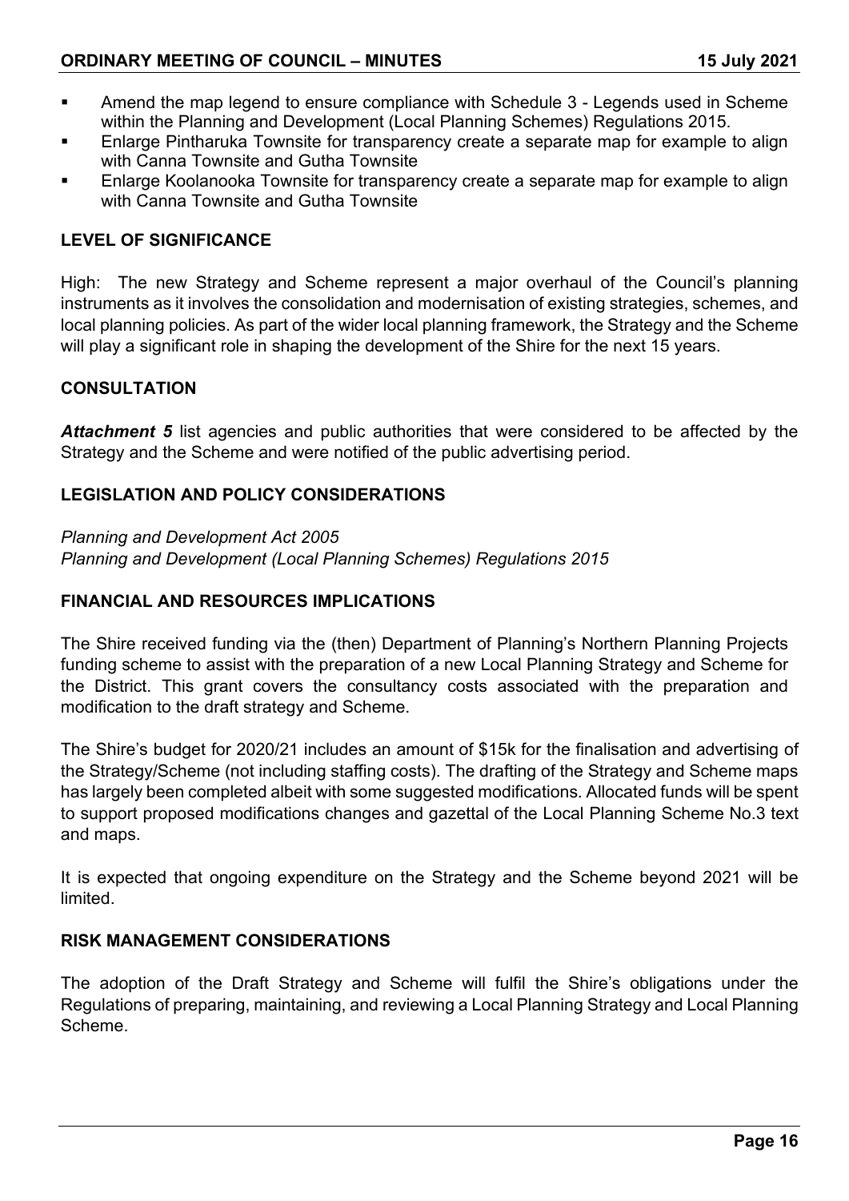- Amend the map legend to ensure compliance with Schedule 3 - Legends used in Scheme within the Planning and Development (Local Planning Schemes) Regulations 2015.
- Enlarge Pintharuka Townsite for transparency create a separate map for example to align with Canna Townsite and Gutha Townsite
- Enlarge Koolanooka Townsite for transparency create a separate map for example to align with Canna Townsite and Gutha Townsite

## LEVEL OF SIGNIFICANCE

High: The new Strategy and Scheme represent a major overhaul of the Council's planning instruments as it involves the consolidation and modernisation of existing strategies, schemes, and local planning policies. As part of the wider local planning framework, the Strategy and the Scheme will play a significant role in shaping the development of the Shire for the next 15 years.

## CONSULTATION

***Attachment 5*** list agencies and public authorities that were considered to be affected by the Strategy and the Scheme and were notified of the public advertising period.

## LEGISLATION AND POLICY CONSIDERATIONS

*Planning and Development Act 2005*
*Planning and Development (Local Planning Schemes) Regulations 2015*

## FINANCIAL AND RESOURCES IMPLICATIONS

The Shire received funding via the (then) Department of Planning's Northern Planning Projects funding scheme to assist with the preparation of a new Local Planning Strategy and Scheme for the District. This grant covers the consultancy costs associated with the preparation and modification to the draft strategy and Scheme.

The Shire's budget for 2020/21 includes an amount of $15k for the finalisation and advertising of the Strategy/Scheme (not including staffing costs). The drafting of the Strategy and Scheme maps has largely been completed albeit with some suggested modifications. Allocated funds will be spent to support proposed modifications changes and gazettal of the Local Planning Scheme No.3 text and maps.

It is expected that ongoing expenditure on the Strategy and the Scheme beyond 2021 will be limited.

## RISK MANAGEMENT CONSIDERATIONS

The adoption of the Draft Strategy and Scheme will fulfil the Shire's obligations under the Regulations of preparing, maintaining, and reviewing a Local Planning Strategy and Local Planning Scheme.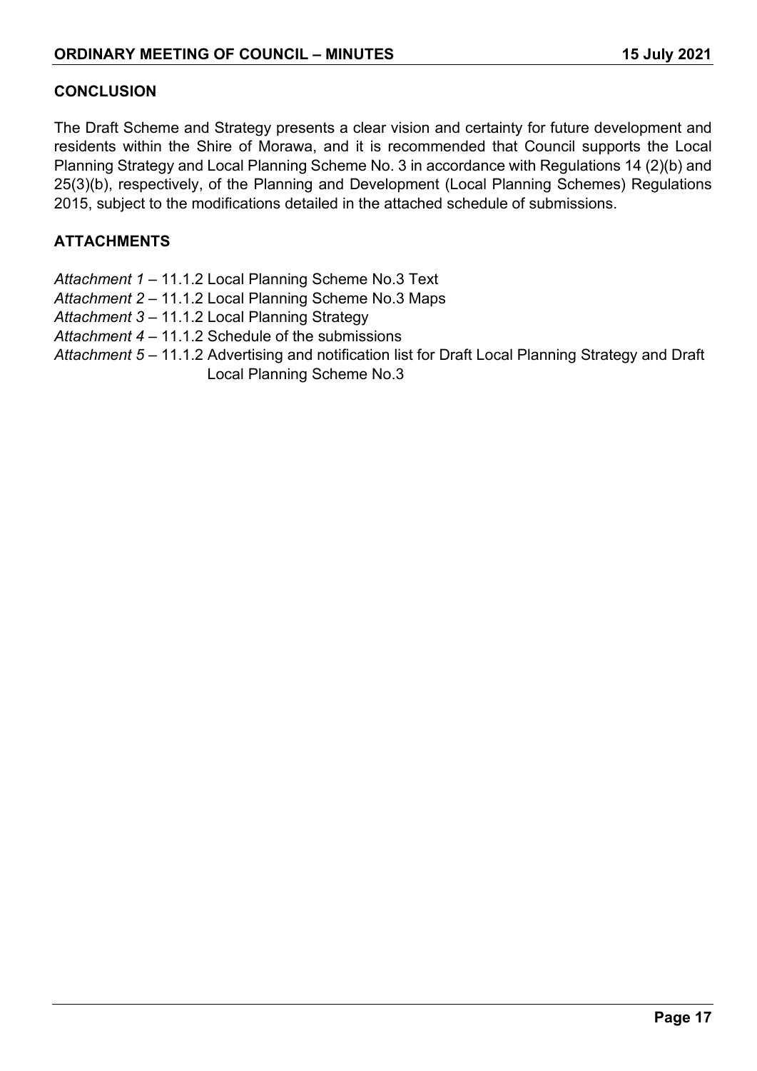## CONCLUSION

The Draft Scheme and Strategy presents a clear vision and certainty for future development and residents within the Shire of Morawa, and it is recommended that Council supports the Local Planning Strategy and Local Planning Scheme No. 3 in accordance with Regulations 14 (2)(b) and 25(3)(b), respectively, of the Planning and Development (Local Planning Schemes) Regulations 2015, subject to the modifications detailed in the attached schedule of submissions.

## ATTACHMENTS

*Attachment 1* – 11.1.2 Local Planning Scheme No.3 Text
*Attachment 2* – 11.1.2 Local Planning Scheme No.3 Maps
*Attachment 3* – 11.1.2 Local Planning Strategy
*Attachment 4* – 11.1.2 Schedule of the submissions
*Attachment 5* – 11.1.2 Advertising and notification list for Draft Local Planning Strategy and Draft Local Planning Scheme No.3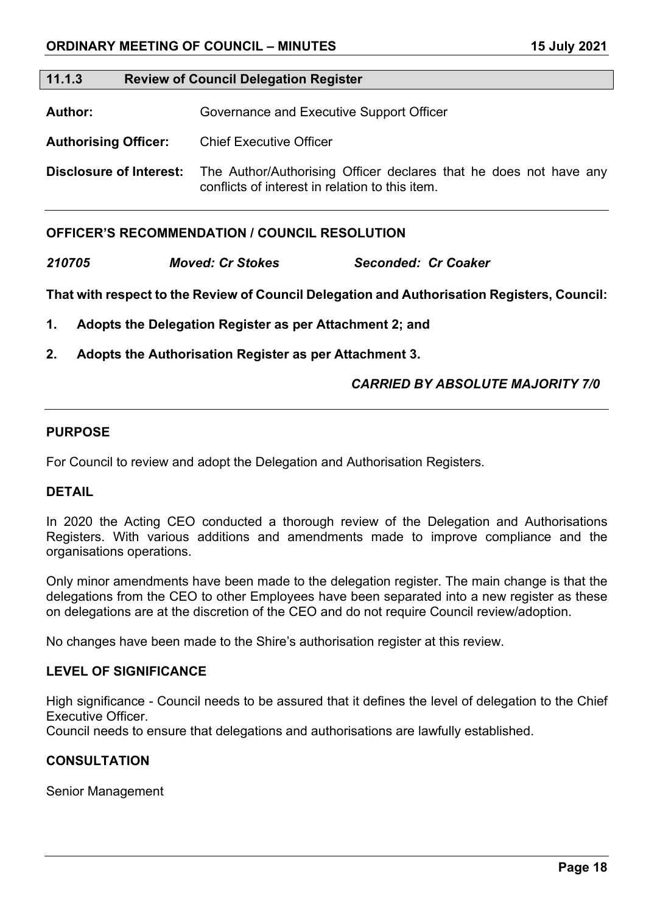## 11.1.3 Review of Council Delegation Register

**Author:** Governance and Executive Support Officer

**Authorising Officer:** Chief Executive Officer

**Disclosure of Interest:** The Author/Authorising Officer declares that he does not have any conflicts of interest in relation to this item.

### OFFICER'S RECOMMENDATION / COUNCIL RESOLUTION

***210705*** ***Moved: Cr Stokes*** ***Seconded: Cr Coaker***

**That with respect to the Review of Council Delegation and Authorisation Registers, Council:**

1. **Adopts the Delegation Register as per Attachment 2; and**
2. **Adopts the Authorisation Register as per Attachment 3.**

***CARRIED BY ABSOLUTE MAJORITY 7/0***

### PURPOSE

For Council to review and adopt the Delegation and Authorisation Registers.

### DETAIL

In 2020 the Acting CEO conducted a thorough review of the Delegation and Authorisations Registers. With various additions and amendments made to improve compliance and the organisations operations.

Only minor amendments have been made to the delegation register. The main change is that the delegations from the CEO to other Employees have been separated into a new register as these on delegations are at the discretion of the CEO and do not require Council review/adoption.

No changes have been made to the Shire's authorisation register at this review.

### LEVEL OF SIGNIFICANCE

High significance - Council needs to be assured that it defines the level of delegation to the Chief Executive Officer.
Council needs to ensure that delegations and authorisations are lawfully established.

### CONSULTATION

Senior Management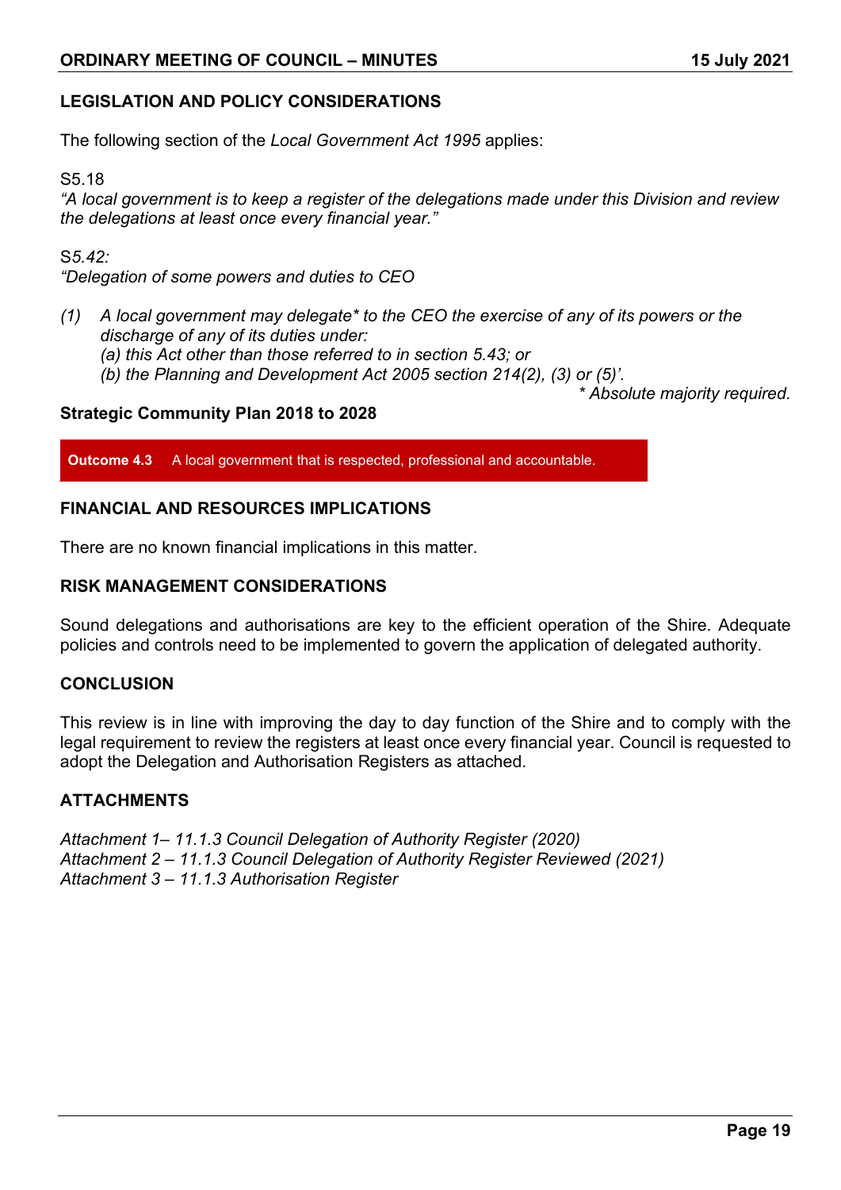## LEGISLATION AND POLICY CONSIDERATIONS

The following section of the *Local Government Act 1995* applies:

S5.18

*"A local government is to keep a register of the delegations made under this Division and review the delegations at least once every financial year."*

S*5.42:*

*"Delegation of some powers and duties to CEO*

*(1) A local government may delegate* to the CEO the exercise of any of its powers or the discharge of any of its duties under:*
*(a) this Act other than those referred to in section 5.43; or*
*(b) the Planning and Development Act 2005 section 214(2), (3) or (5)'.*

*\* Absolute majority required.*

### Strategic Community Plan 2018 to 2028

| **Outcome 4.3** | A local government that is respected, professional and accountable. |
|---|---|

## FINANCIAL AND RESOURCES IMPLICATIONS

There are no known financial implications in this matter.

## RISK MANAGEMENT CONSIDERATIONS

Sound delegations and authorisations are key to the efficient operation of the Shire. Adequate policies and controls need to be implemented to govern the application of delegated authority.

## CONCLUSION

This review is in line with improving the day to day function of the Shire and to comply with the legal requirement to review the registers at least once every financial year. Council is requested to adopt the Delegation and Authorisation Registers as attached.

## ATTACHMENTS

*Attachment 1– 11.1.3 Council Delegation of Authority Register (2020)*
*Attachment 2 – 11.1.3 Council Delegation of Authority Register Reviewed (2021)*
*Attachment 3 – 11.1.3 Authorisation Register*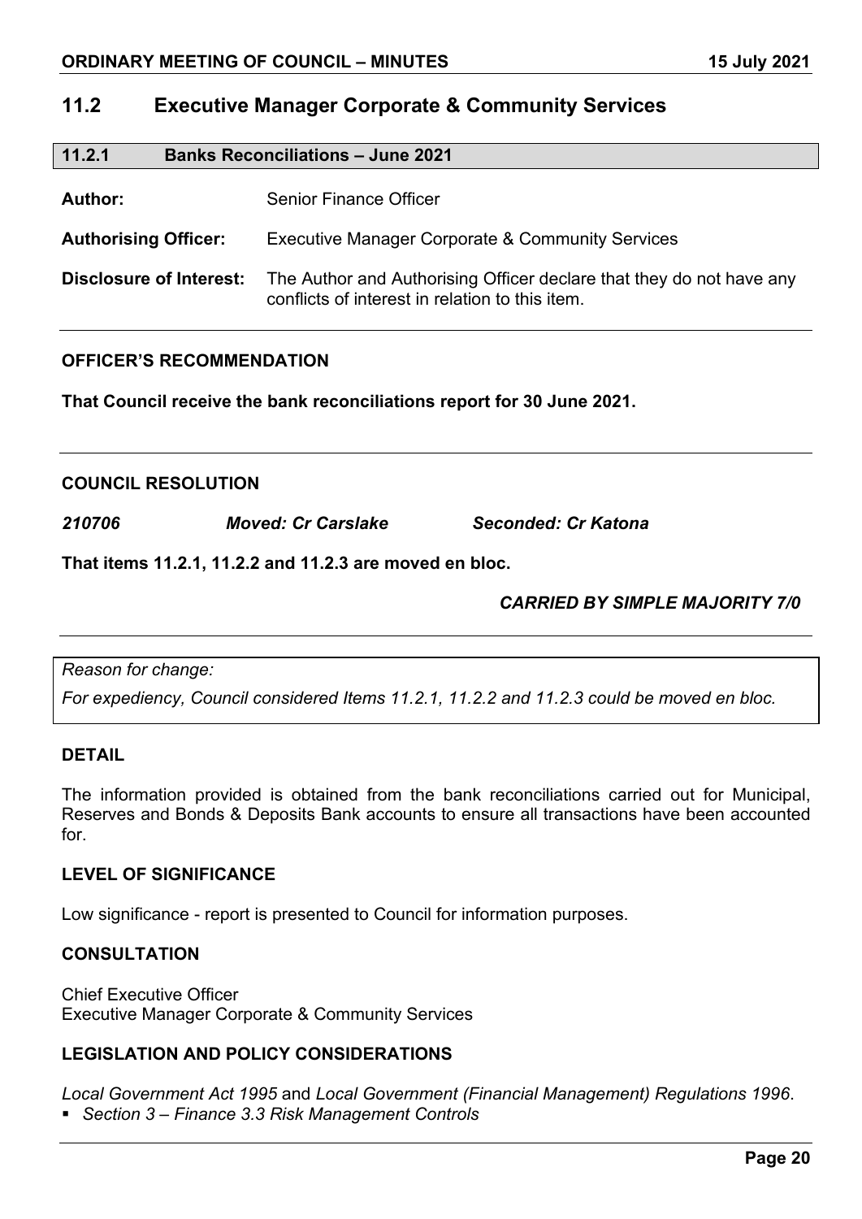## 11.2 Executive Manager Corporate & Community Services

### 11.2.1 Banks Reconciliations – June 2021

**Author:** Senior Finance Officer

**Authorising Officer:** Executive Manager Corporate & Community Services

**Disclosure of Interest:** The Author and Authorising Officer declare that they do not have any conflicts of interest in relation to this item.

**OFFICER'S RECOMMENDATION**

**That Council receive the bank reconciliations report for 30 June 2021.**

**COUNCIL RESOLUTION**

***210706*** ***Moved: Cr Carslake*** ***Seconded: Cr Katona***

**That items 11.2.1, 11.2.2 and 11.2.3 are moved en bloc.**

***CARRIED BY SIMPLE MAJORITY 7/0***

*Reason for change:*

*For expediency, Council considered Items 11.2.1, 11.2.2 and 11.2.3 could be moved en bloc.*

**DETAIL**

The information provided is obtained from the bank reconciliations carried out for Municipal, Reserves and Bonds & Deposits Bank accounts to ensure all transactions have been accounted for.

**LEVEL OF SIGNIFICANCE**

Low significance - report is presented to Council for information purposes.

**CONSULTATION**

Chief Executive Officer
Executive Manager Corporate & Community Services

**LEGISLATION AND POLICY CONSIDERATIONS**

*Local Government Act 1995* and *Local Government (Financial Management) Regulations 1996*.

- *Section 3 – Finance 3.3 Risk Management Controls*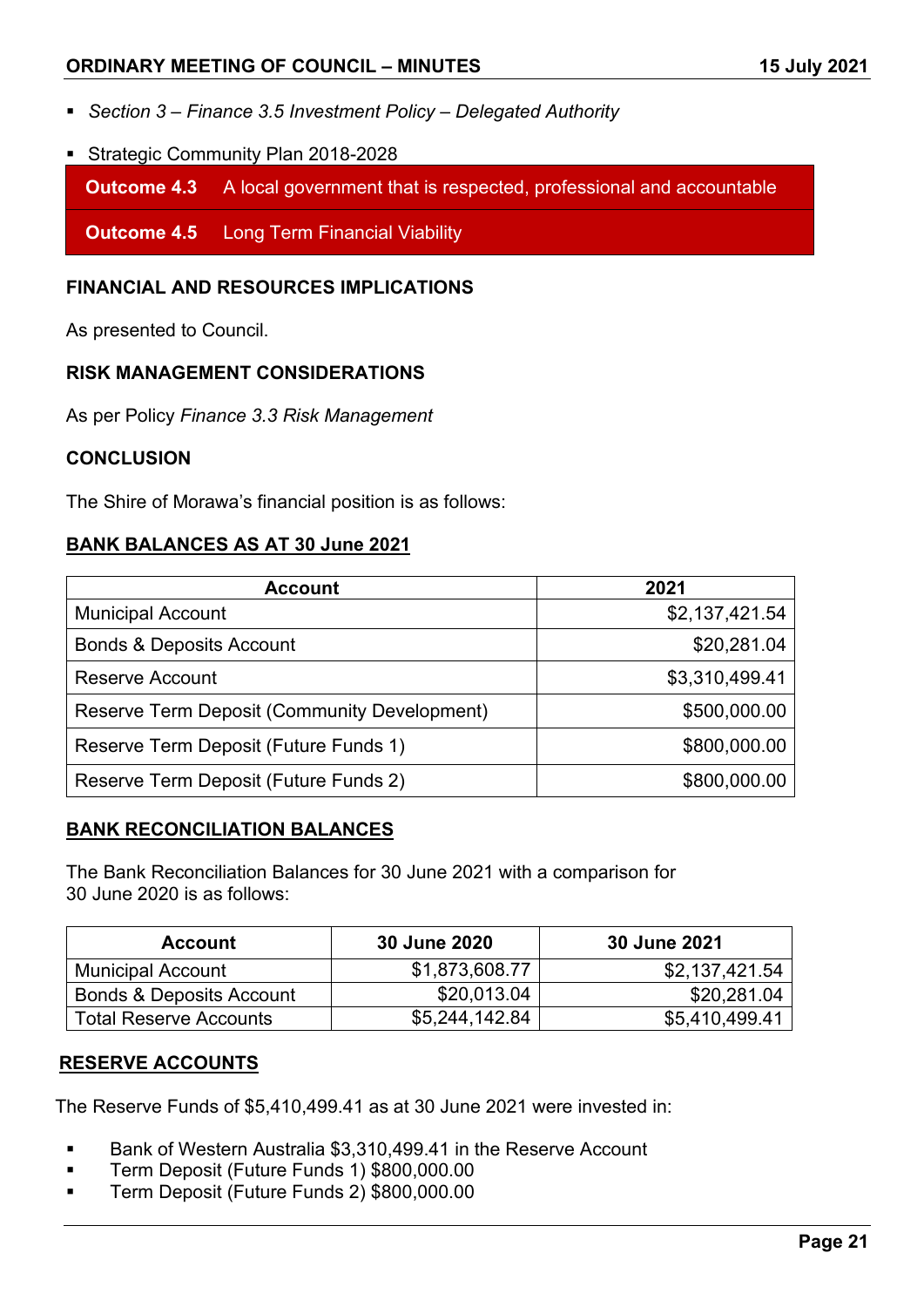- *Section 3 – Finance 3.5 Investment Policy – Delegated Authority*
- Strategic Community Plan 2018-2028

| | |
|---|---|
| **Outcome 4.3** | A local government that is respected, professional and accountable |
| **Outcome 4.5** | Long Term Financial Viability |

**FINANCIAL AND RESOURCES IMPLICATIONS**

As presented to Council.

**RISK MANAGEMENT CONSIDERATIONS**

As per Policy *Finance 3.3 Risk Management*

**CONCLUSION**

The Shire of Morawa's financial position is as follows:

**BANK BALANCES AS AT 30 June 2021**

| Account | 2021 |
|---|---|
| Municipal Account | $2,137,421.54 |
| Bonds & Deposits Account | $20,281.04 |
| Reserve Account | $3,310,499.41 |
| Reserve Term Deposit (Community Development) | $500,000.00 |
| Reserve Term Deposit (Future Funds 1) | $800,000.00 |
| Reserve Term Deposit (Future Funds 2) | $800,000.00 |

**BANK RECONCILIATION BALANCES**

The Bank Reconciliation Balances for 30 June 2021 with a comparison for 30 June 2020 is as follows:

| Account | 30 June 2020 | 30 June 2021 |
|---|---|---|
| Municipal Account | $1,873,608.77 | $2,137,421.54 |
| Bonds & Deposits Account | $20,013.04 | $20,281.04 |
| Total Reserve Accounts | $5,244,142.84 | $5,410,499.41 |

**RESERVE ACCOUNTS**

The Reserve Funds of $5,410,499.41 as at 30 June 2021 were invested in:

- Bank of Western Australia $3,310,499.41 in the Reserve Account
- Term Deposit (Future Funds 1) $800,000.00
- Term Deposit (Future Funds 2) $800,000.00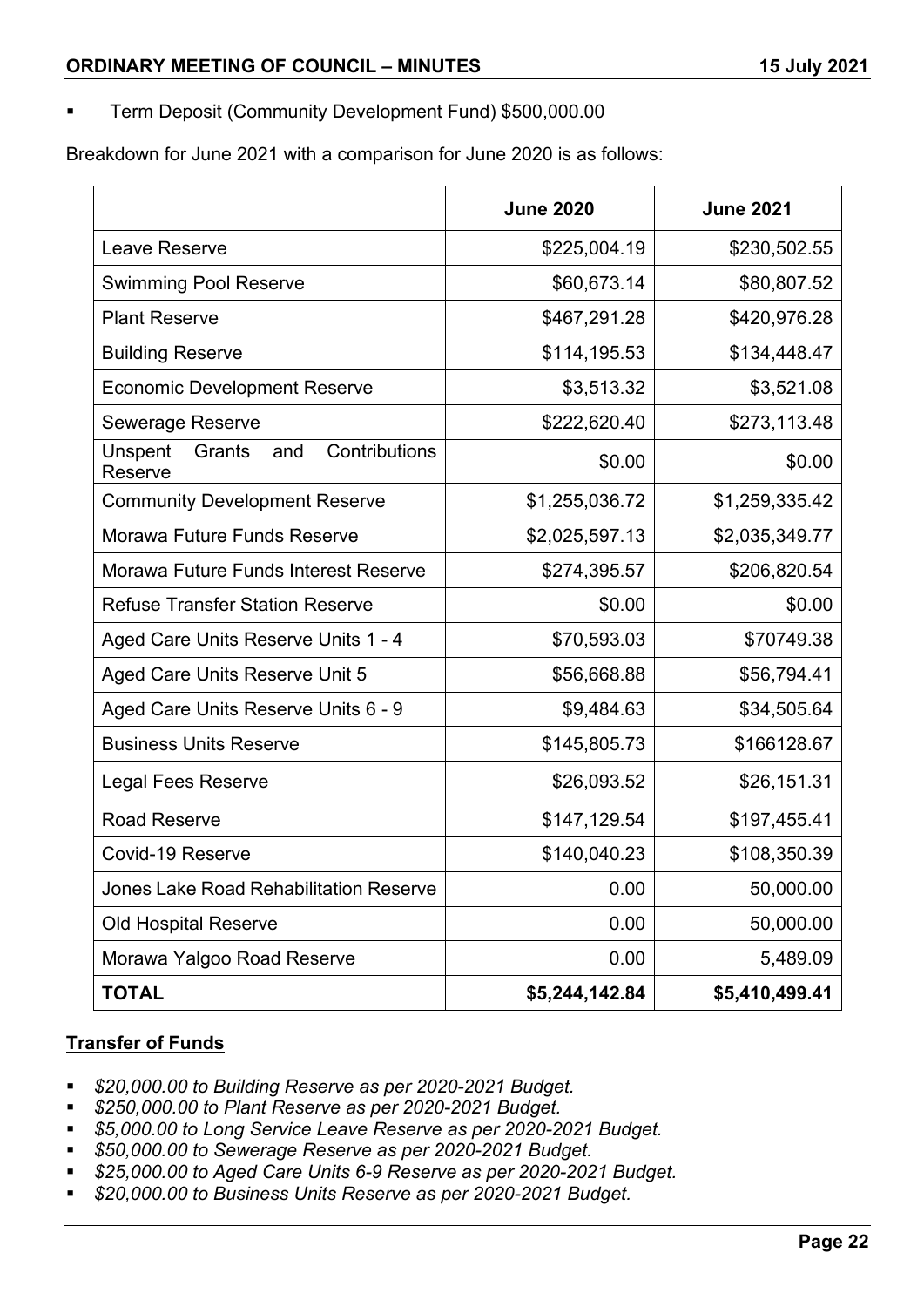- Term Deposit (Community Development Fund) $500,000.00

Breakdown for June 2021 with a comparison for June 2020 is as follows:

| | June 2020 | June 2021 |
|---|---|---|
| Leave Reserve | $225,004.19 | $230,502.55 |
| Swimming Pool Reserve | $60,673.14 | $80,807.52 |
| Plant Reserve | $467,291.28 | $420,976.28 |
| Building Reserve | $114,195.53 | $134,448.47 |
| Economic Development Reserve | $3,513.32 | $3,521.08 |
| Sewerage Reserve | $222,620.40 | $273,113.48 |
| Unspent Grants and Contributions Reserve | $0.00 | $0.00 |
| Community Development Reserve | $1,255,036.72 | $1,259,335.42 |
| Morawa Future Funds Reserve | $2,025,597.13 | $2,035,349.77 |
| Morawa Future Funds Interest Reserve | $274,395.57 | $206,820.54 |
| Refuse Transfer Station Reserve | $0.00 | $0.00 |
| Aged Care Units Reserve Units 1 - 4 | $70,593.03 | $70749.38 |
| Aged Care Units Reserve Unit 5 | $56,668.88 | $56,794.41 |
| Aged Care Units Reserve Units 6 - 9 | $9,484.63 | $34,505.64 |
| Business Units Reserve | $145,805.73 | $166128.67 |
| Legal Fees Reserve | $26,093.52 | $26,151.31 |
| Road Reserve | $147,129.54 | $197,455.41 |
| Covid-19 Reserve | $140,040.23 | $108,350.39 |
| Jones Lake Road Rehabilitation Reserve | 0.00 | 50,000.00 |
| Old Hospital Reserve | 0.00 | 50,000.00 |
| Morawa Yalgoo Road Reserve | 0.00 | 5,489.09 |
| **TOTAL** | **$5,244,142.84** | **$5,410,499.41** |

**Transfer of Funds**

- *$20,000.00 to Building Reserve as per 2020-2021 Budget.*
- *$250,000.00 to Plant Reserve as per 2020-2021 Budget.*
- *$5,000.00 to Long Service Leave Reserve as per 2020-2021 Budget.*
- *$50,000.00 to Sewerage Reserve as per 2020-2021 Budget.*
- *$25,000.00 to Aged Care Units 6-9 Reserve as per 2020-2021 Budget.*
- *$20,000.00 to Business Units Reserve as per 2020-2021 Budget.*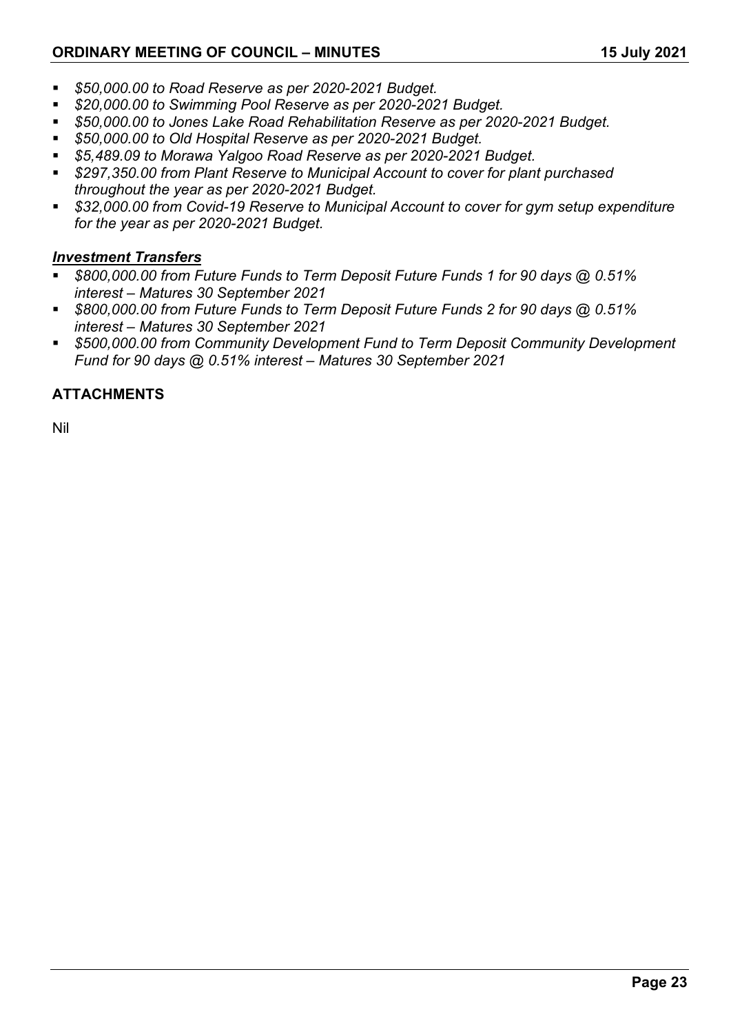- *$50,000.00 to Road Reserve as per 2020-2021 Budget.*
- *$20,000.00 to Swimming Pool Reserve as per 2020-2021 Budget.*
- *$50,000.00 to Jones Lake Road Rehabilitation Reserve as per 2020-2021 Budget.*
- *$50,000.00 to Old Hospital Reserve as per 2020-2021 Budget.*
- *$5,489.09 to Morawa Yalgoo Road Reserve as per 2020-2021 Budget.*
- *$297,350.00 from Plant Reserve to Municipal Account to cover for plant purchased throughout the year as per 2020-2021 Budget.*
- *$32,000.00 from Covid-19 Reserve to Municipal Account to cover for gym setup expenditure for the year as per 2020-2021 Budget.*

***Investment Transfers***

- *$800,000.00 from Future Funds to Term Deposit Future Funds 1 for 90 days @ 0.51% interest – Matures 30 September 2021*
- *$800,000.00 from Future Funds to Term Deposit Future Funds 2 for 90 days @ 0.51% interest – Matures 30 September 2021*
- *$500,000.00 from Community Development Fund to Term Deposit Community Development Fund for 90 days @ 0.51% interest – Matures 30 September 2021*

## ATTACHMENTS

Nil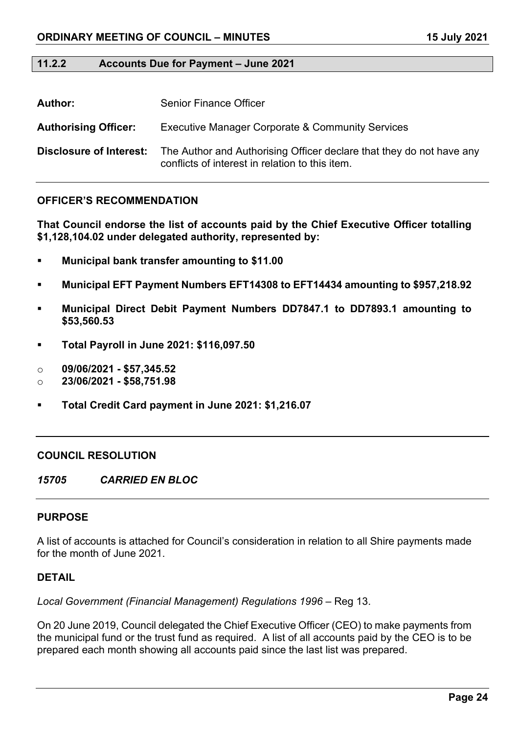## 11.2.2 Accounts Due for Payment – June 2021

**Author:** Senior Finance Officer

**Authorising Officer:** Executive Manager Corporate & Community Services

**Disclosure of Interest:** The Author and Authorising Officer declare that they do not have any conflicts of interest in relation to this item.

---

### OFFICER'S RECOMMENDATION

**That Council endorse the list of accounts paid by the Chief Executive Officer totalling $1,128,104.02 under delegated authority, represented by:**

- **Municipal bank transfer amounting to $11.00**
- **Municipal EFT Payment Numbers EFT14308 to EFT14434 amounting to $957,218.92**
- **Municipal Direct Debit Payment Numbers DD7847.1 to DD7893.1 amounting to $53,560.53**
- **Total Payroll in June 2021: $116,097.50**
  - **09/06/2021 - $57,345.52**
  - **23/06/2021 - $58,751.98**
- **Total Credit Card payment in June 2021: $1,216.07**

---

### COUNCIL RESOLUTION

***15705 CARRIED EN BLOC***

---

### PURPOSE

A list of accounts is attached for Council's consideration in relation to all Shire payments made for the month of June 2021.

### DETAIL

*Local Government (Financial Management) Regulations 1996* – Reg 13.

On 20 June 2019, Council delegated the Chief Executive Officer (CEO) to make payments from the municipal fund or the trust fund as required. A list of all accounts paid by the CEO is to be prepared each month showing all accounts paid since the last list was prepared.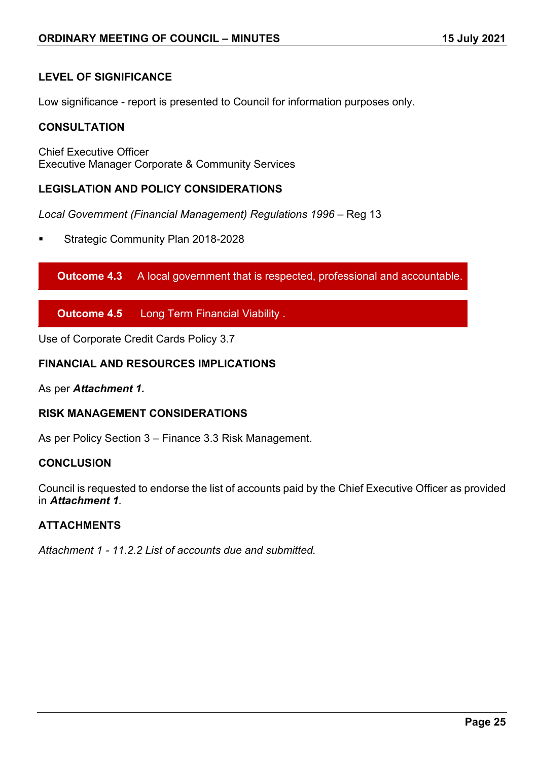## LEVEL OF SIGNIFICANCE

Low significance - report is presented to Council for information purposes only.

## CONSULTATION

Chief Executive Officer
Executive Manager Corporate & Community Services

## LEGISLATION AND POLICY CONSIDERATIONS

*Local Government (Financial Management) Regulations 1996* – Reg 13

- Strategic Community Plan 2018-2028

**Outcome 4.3** A local government that is respected, professional and accountable.

**Outcome 4.5** Long Term Financial Viability .

Use of Corporate Credit Cards Policy 3.7

## FINANCIAL AND RESOURCES IMPLICATIONS

As per ***Attachment 1.***

## RISK MANAGEMENT CONSIDERATIONS

As per Policy Section 3 – Finance 3.3 Risk Management.

## CONCLUSION

Council is requested to endorse the list of accounts paid by the Chief Executive Officer as provided in ***Attachment 1***.

## ATTACHMENTS

*Attachment 1 - 11.2.2 List of accounts due and submitted.*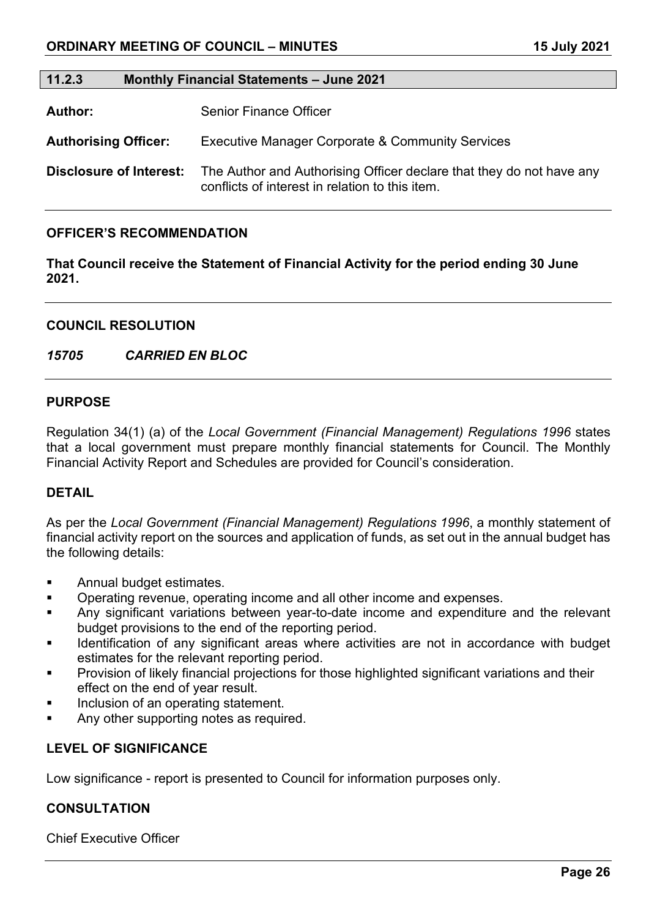## 11.2.3 Monthly Financial Statements – June 2021

**Author:** Senior Finance Officer

**Authorising Officer:** Executive Manager Corporate & Community Services

**Disclosure of Interest:** The Author and Authorising Officer declare that they do not have any conflicts of interest in relation to this item.

---

### OFFICER'S RECOMMENDATION

**That Council receive the Statement of Financial Activity for the period ending 30 June 2021.**

---

### COUNCIL RESOLUTION

***15705 CARRIED EN BLOC***

---

### PURPOSE

Regulation 34(1) (a) of the *Local Government (Financial Management) Regulations 1996* states that a local government must prepare monthly financial statements for Council. The Monthly Financial Activity Report and Schedules are provided for Council's consideration.

### DETAIL

As per the *Local Government (Financial Management) Regulations 1996*, a monthly statement of financial activity report on the sources and application of funds, as set out in the annual budget has the following details:

- Annual budget estimates.
- Operating revenue, operating income and all other income and expenses.
- Any significant variations between year-to-date income and expenditure and the relevant budget provisions to the end of the reporting period.
- Identification of any significant areas where activities are not in accordance with budget estimates for the relevant reporting period.
- Provision of likely financial projections for those highlighted significant variations and their effect on the end of year result.
- Inclusion of an operating statement.
- Any other supporting notes as required.

### LEVEL OF SIGNIFICANCE

Low significance - report is presented to Council for information purposes only.

### CONSULTATION

Chief Executive Officer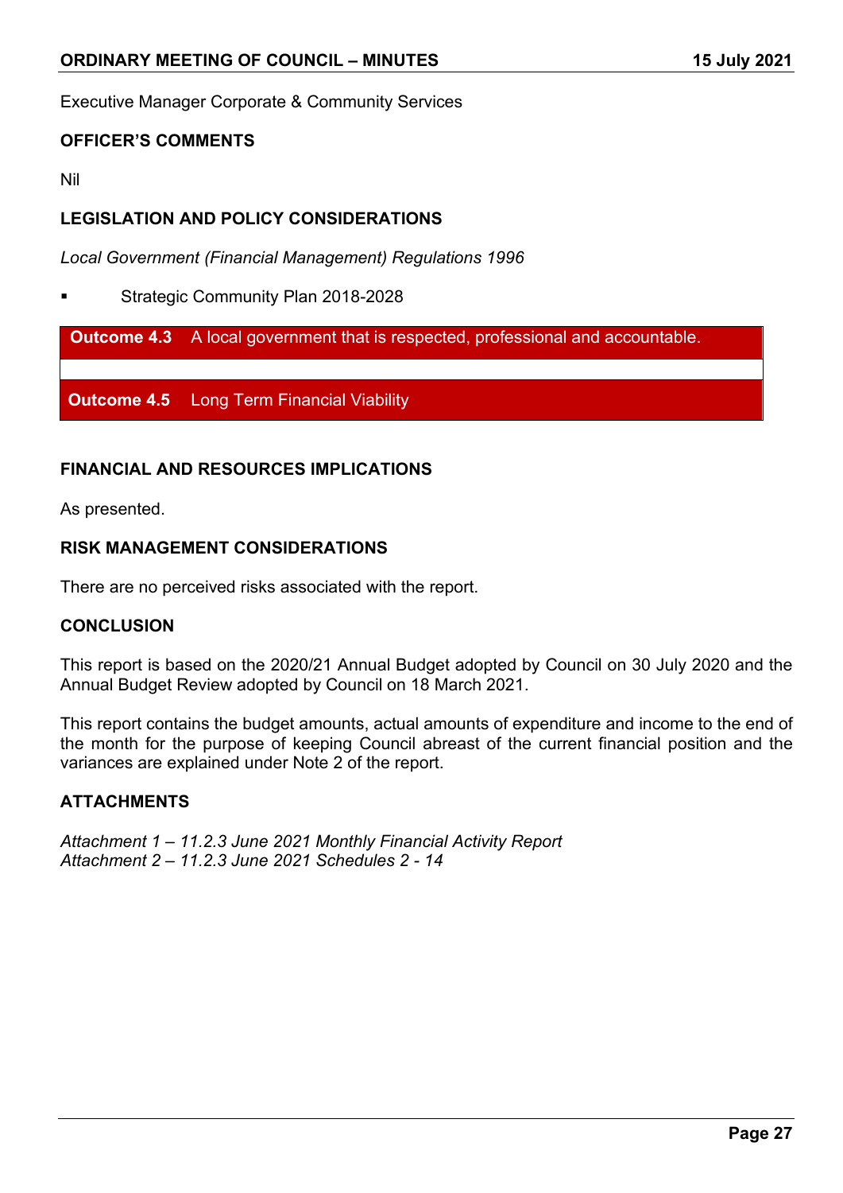Executive Manager Corporate & Community Services

**OFFICER'S COMMENTS**

Nil

**LEGISLATION AND POLICY CONSIDERATIONS**

*Local Government (Financial Management) Regulations 1996*

- Strategic Community Plan 2018-2028

| | |
|---|---|
| **Outcome 4.3** | A local government that is respected, professional and accountable. |
| | |
| **Outcome 4.5** | Long Term Financial Viability |

**FINANCIAL AND RESOURCES IMPLICATIONS**

As presented.

**RISK MANAGEMENT CONSIDERATIONS**

There are no perceived risks associated with the report.

**CONCLUSION**

This report is based on the 2020/21 Annual Budget adopted by Council on 30 July 2020 and the Annual Budget Review adopted by Council on 18 March 2021.

This report contains the budget amounts, actual amounts of expenditure and income to the end of the month for the purpose of keeping Council abreast of the current financial position and the variances are explained under Note 2 of the report.

**ATTACHMENTS**

*Attachment 1 – 11.2.3 June 2021 Monthly Financial Activity Report*
*Attachment 2 – 11.2.3 June 2021 Schedules 2 - 14*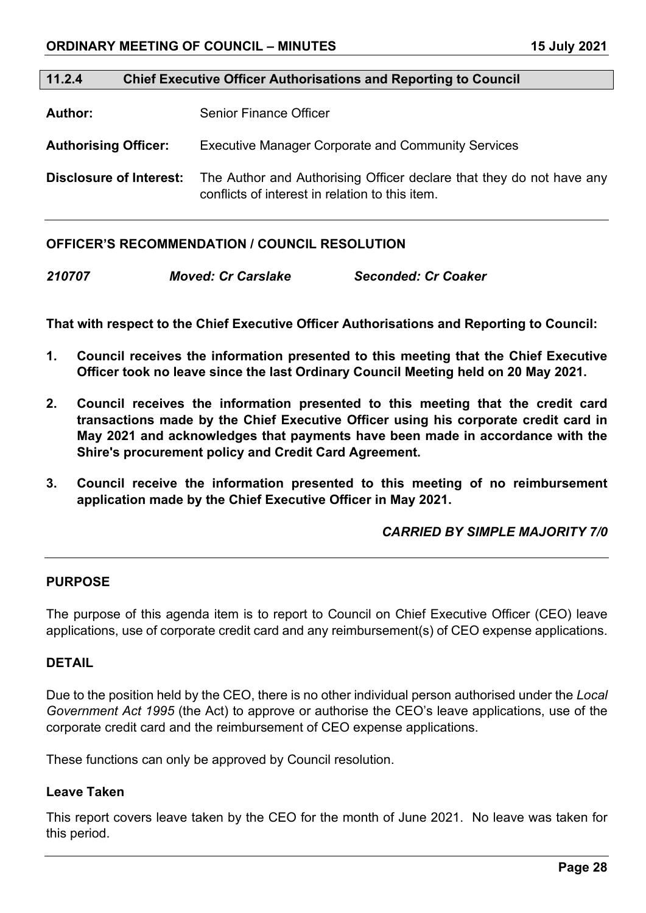## 11.2.4 Chief Executive Officer Authorisations and Reporting to Council

**Author:** Senior Finance Officer

**Authorising Officer:** Executive Manager Corporate and Community Services

**Disclosure of Interest:** The Author and Authorising Officer declare that they do not have any conflicts of interest in relation to this item.

### OFFICER'S RECOMMENDATION / COUNCIL RESOLUTION

***210707*** ***Moved: Cr Carslake*** ***Seconded: Cr Coaker***

**That with respect to the Chief Executive Officer Authorisations and Reporting to Council:**

1. **Council receives the information presented to this meeting that the Chief Executive Officer took no leave since the last Ordinary Council Meeting held on 20 May 2021.**

2. **Council receives the information presented to this meeting that the credit card transactions made by the Chief Executive Officer using his corporate credit card in May 2021 and acknowledges that payments have been made in accordance with the Shire's procurement policy and Credit Card Agreement.**

3. **Council receive the information presented to this meeting of no reimbursement application made by the Chief Executive Officer in May 2021.**

***CARRIED BY SIMPLE MAJORITY 7/0***

### PURPOSE

The purpose of this agenda item is to report to Council on Chief Executive Officer (CEO) leave applications, use of corporate credit card and any reimbursement(s) of CEO expense applications.

### DETAIL

Due to the position held by the CEO, there is no other individual person authorised under the *Local Government Act 1995* (the Act) to approve or authorise the CEO's leave applications, use of the corporate credit card and the reimbursement of CEO expense applications.

These functions can only be approved by Council resolution.

#### Leave Taken

This report covers leave taken by the CEO for the month of June 2021. No leave was taken for this period.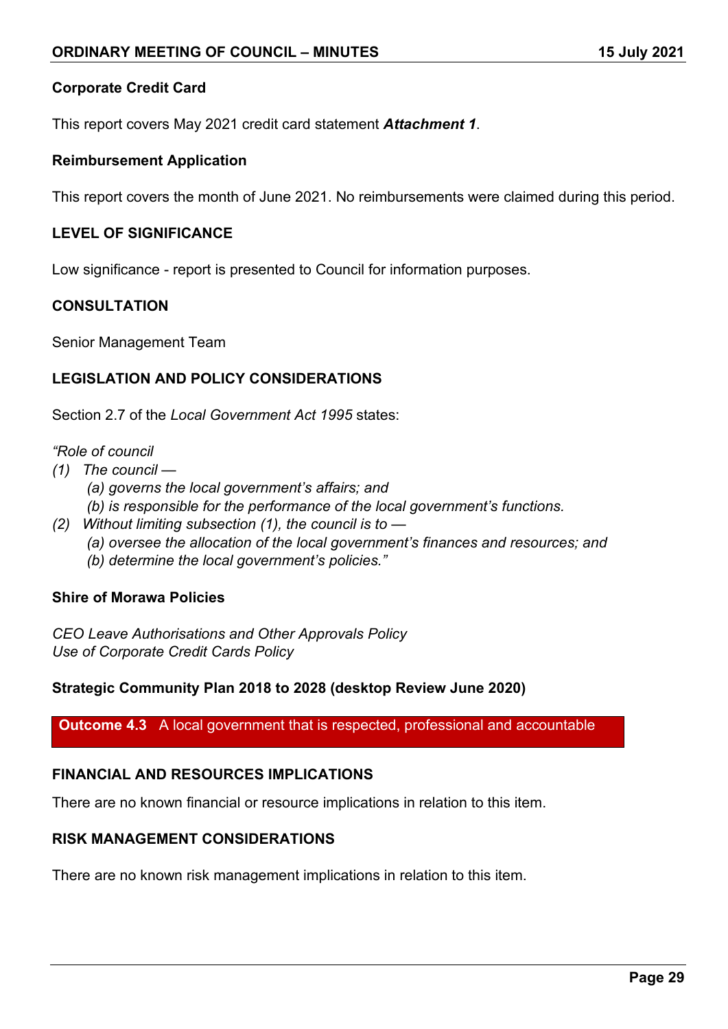**Corporate Credit Card**

This report covers May 2021 credit card statement ***Attachment 1***.

**Reimbursement Application**

This report covers the month of June 2021. No reimbursements were claimed during this period.

**LEVEL OF SIGNIFICANCE**

Low significance - report is presented to Council for information purposes.

**CONSULTATION**

Senior Management Team

**LEGISLATION AND POLICY CONSIDERATIONS**

Section 2.7 of the *Local Government Act 1995* states:

*"Role of council*
*(1) The council —*
  *(a) governs the local government's affairs; and*
  *(b) is responsible for the performance of the local government's functions.*
*(2) Without limiting subsection (1), the council is to —*
  *(a) oversee the allocation of the local government's finances and resources; and*
  *(b) determine the local government's policies."*

**Shire of Morawa Policies**

*CEO Leave Authorisations and Other Approvals Policy*
*Use of Corporate Credit Cards Policy*

**Strategic Community Plan 2018 to 2028 (desktop Review June 2020)**

**Outcome 4.3** A local government that is respected, professional and accountable

**FINANCIAL AND RESOURCES IMPLICATIONS**

There are no known financial or resource implications in relation to this item.

**RISK MANAGEMENT CONSIDERATIONS**

There are no known risk management implications in relation to this item.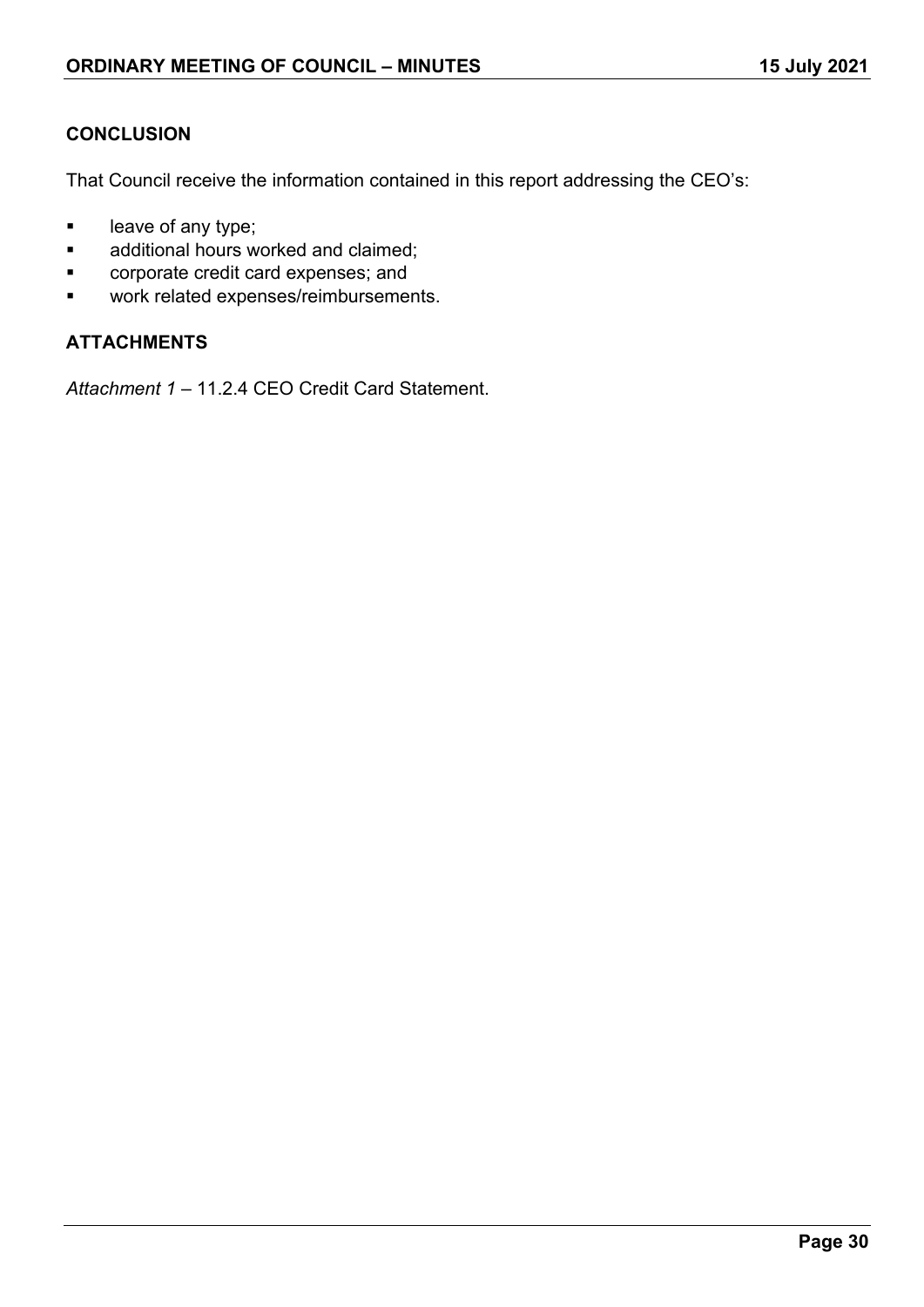## CONCLUSION

That Council receive the information contained in this report addressing the CEO's:

- leave of any type;
- additional hours worked and claimed;
- corporate credit card expenses; and
- work related expenses/reimbursements.

## ATTACHMENTS

*Attachment 1* – 11.2.4 CEO Credit Card Statement.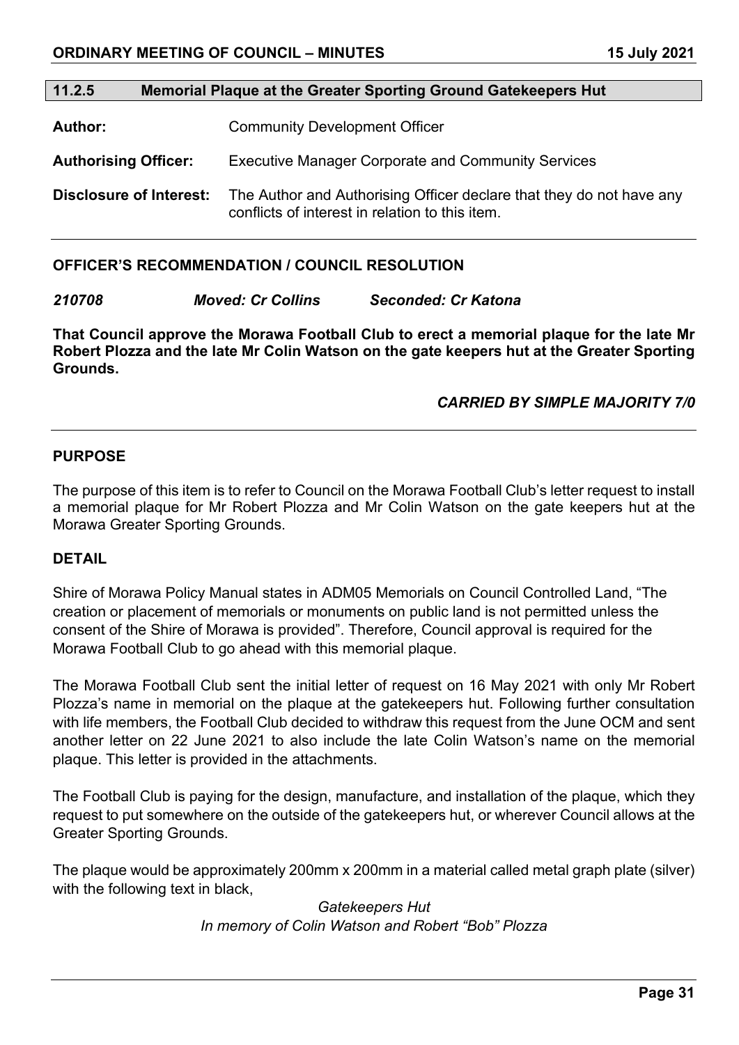## 11.2.5 Memorial Plaque at the Greater Sporting Ground Gatekeepers Hut

**Author:** Community Development Officer

**Authorising Officer:** Executive Manager Corporate and Community Services

**Disclosure of Interest:** The Author and Authorising Officer declare that they do not have any conflicts of interest in relation to this item.

---

**OFFICER'S RECOMMENDATION / COUNCIL RESOLUTION**

***210708 Moved: Cr Collins Seconded: Cr Katona***

**That Council approve the Morawa Football Club to erect a memorial plaque for the late Mr Robert Plozza and the late Mr Colin Watson on the gate keepers hut at the Greater Sporting Grounds.**

***CARRIED BY SIMPLE MAJORITY 7/0***

---

**PURPOSE**

The purpose of this item is to refer to Council on the Morawa Football Club's letter request to install a memorial plaque for Mr Robert Plozza and Mr Colin Watson on the gate keepers hut at the Morawa Greater Sporting Grounds.

**DETAIL**

Shire of Morawa Policy Manual states in ADM05 Memorials on Council Controlled Land, "The creation or placement of memorials or monuments on public land is not permitted unless the consent of the Shire of Morawa is provided". Therefore, Council approval is required for the Morawa Football Club to go ahead with this memorial plaque.

The Morawa Football Club sent the initial letter of request on 16 May 2021 with only Mr Robert Plozza's name in memorial on the plaque at the gatekeepers hut. Following further consultation with life members, the Football Club decided to withdraw this request from the June OCM and sent another letter on 22 June 2021 to also include the late Colin Watson's name on the memorial plaque. This letter is provided in the attachments.

The Football Club is paying for the design, manufacture, and installation of the plaque, which they request to put somewhere on the outside of the gatekeepers hut, or wherever Council allows at the Greater Sporting Grounds.

The plaque would be approximately 200mm x 200mm in a material called metal graph plate (silver) with the following text in black,

*Gatekeepers Hut*
*In memory of Colin Watson and Robert "Bob" Plozza*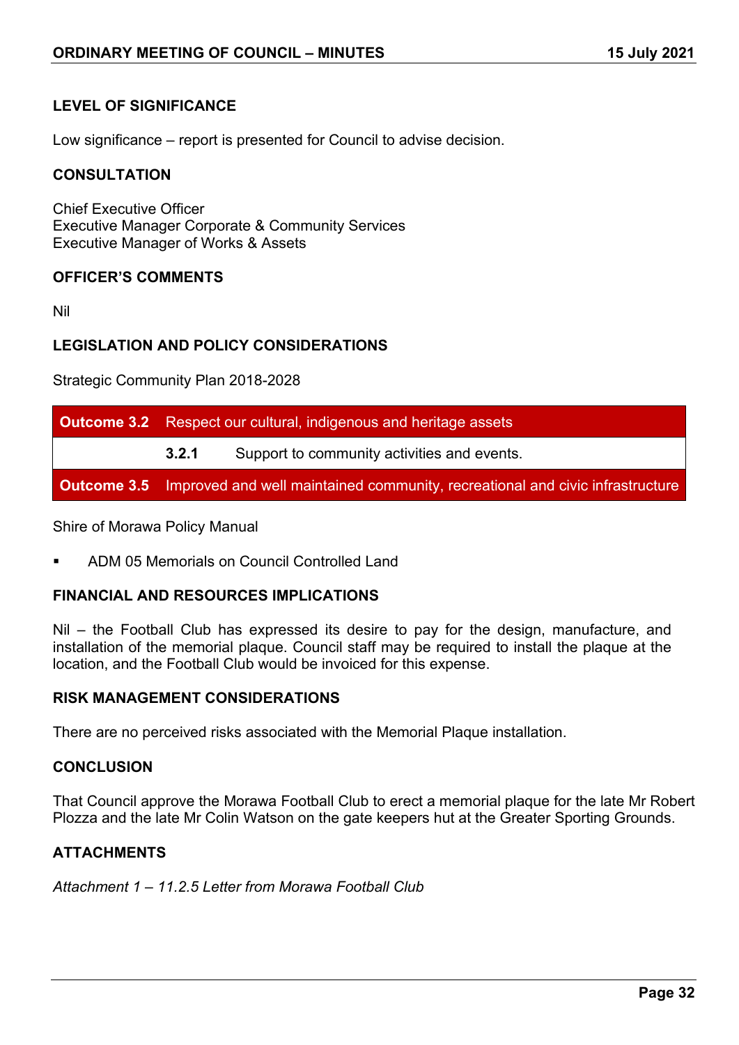## LEVEL OF SIGNIFICANCE

Low significance – report is presented for Council to advise decision.

## CONSULTATION

Chief Executive Officer
Executive Manager Corporate & Community Services
Executive Manager of Works & Assets

## OFFICER'S COMMENTS

Nil

## LEGISLATION AND POLICY CONSIDERATIONS

Strategic Community Plan 2018-2028

| **Outcome 3.2** | Respect our cultural, indigenous and heritage assets | |
|---|---|---|
| | **3.2.1** | Support to community activities and events. |
| **Outcome 3.5** | Improved and well maintained community, recreational and civic infrastructure | |

Shire of Morawa Policy Manual

- ADM 05 Memorials on Council Controlled Land

## FINANCIAL AND RESOURCES IMPLICATIONS

Nil – the Football Club has expressed its desire to pay for the design, manufacture, and installation of the memorial plaque. Council staff may be required to install the plaque at the location, and the Football Club would be invoiced for this expense.

## RISK MANAGEMENT CONSIDERATIONS

There are no perceived risks associated with the Memorial Plaque installation.

## CONCLUSION

That Council approve the Morawa Football Club to erect a memorial plaque for the late Mr Robert Plozza and the late Mr Colin Watson on the gate keepers hut at the Greater Sporting Grounds.

## ATTACHMENTS

*Attachment 1 – 11.2.5 Letter from Morawa Football Club*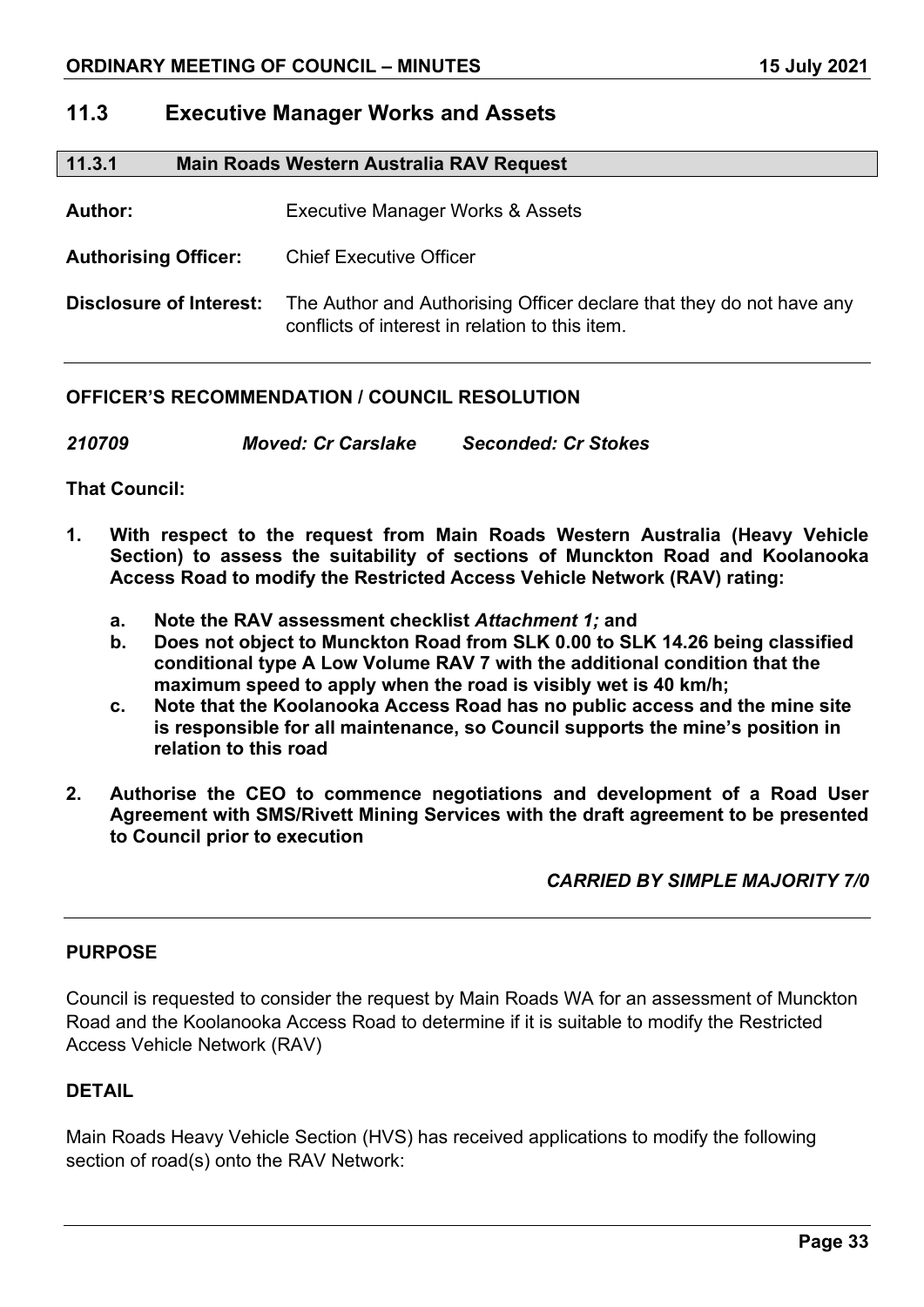## 11.3 Executive Manager Works and Assets

### 11.3.1 Main Roads Western Australia RAV Request

**Author:** Executive Manager Works & Assets

**Authorising Officer:** Chief Executive Officer

**Disclosure of Interest:** The Author and Authorising Officer declare that they do not have any conflicts of interest in relation to this item.

---

**OFFICER'S RECOMMENDATION / COUNCIL RESOLUTION**

***210709 Moved: Cr Carslake Seconded: Cr Stokes***

**That Council:**

1. **With respect to the request from Main Roads Western Australia (Heavy Vehicle Section) to assess the suitability of sections of Munckton Road and Koolanooka Access Road to modify the Restricted Access Vehicle Network (RAV) rating:**
   a. **Note the RAV assessment checklist *Attachment 1;* and**
   b. **Does not object to Munckton Road from SLK 0.00 to SLK 14.26 being classified conditional type A Low Volume RAV 7 with the additional condition that the maximum speed to apply when the road is visibly wet is 40 km/h;**
   c. **Note that the Koolanooka Access Road has no public access and the mine site is responsible for all maintenance, so Council supports the mine's position in relation to this road**

2. **Authorise the CEO to commence negotiations and development of a Road User Agreement with SMS/Rivett Mining Services with the draft agreement to be presented to Council prior to execution**

***CARRIED BY SIMPLE MAJORITY 7/0***

---

**PURPOSE**

Council is requested to consider the request by Main Roads WA for an assessment of Munckton Road and the Koolanooka Access Road to determine if it is suitable to modify the Restricted Access Vehicle Network (RAV)

**DETAIL**

Main Roads Heavy Vehicle Section (HVS) has received applications to modify the following section of road(s) onto the RAV Network: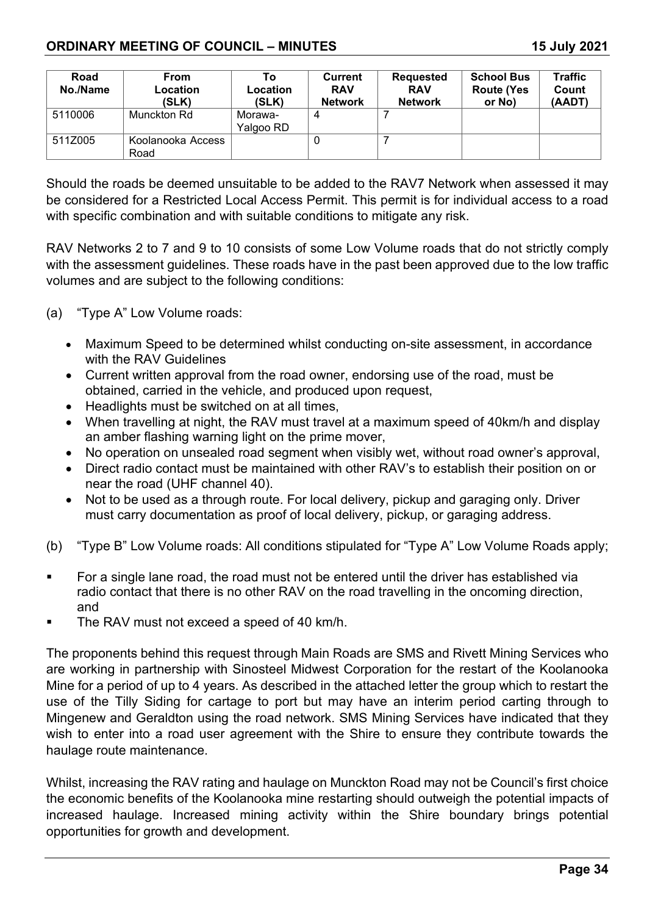| Road No./Name | From Location (SLK) | To Location (SLK) | Current RAV Network | Requested RAV Network | School Bus Route (Yes or No) | Traffic Count (AADT) |
|---|---|---|---|---|---|---|
| 5110006 | Munckton Rd | Morawa-Yalgoo RD | 4 | 7 | | |
| 511Z005 | Koolanooka Access Road | | 0 | 7 | | |

Should the roads be deemed unsuitable to be added to the RAV7 Network when assessed it may be considered for a Restricted Local Access Permit. This permit is for individual access to a road with specific combination and with suitable conditions to mitigate any risk.

RAV Networks 2 to 7 and 9 to 10 consists of some Low Volume roads that do not strictly comply with the assessment guidelines. These roads have in the past been approved due to the low traffic volumes and are subject to the following conditions:

(a) "Type A" Low Volume roads:

- Maximum Speed to be determined whilst conducting on-site assessment, in accordance with the RAV Guidelines
- Current written approval from the road owner, endorsing use of the road, must be obtained, carried in the vehicle, and produced upon request,
- Headlights must be switched on at all times,
- When travelling at night, the RAV must travel at a maximum speed of 40km/h and display an amber flashing warning light on the prime mover,
- No operation on unsealed road segment when visibly wet, without road owner's approval,
- Direct radio contact must be maintained with other RAV's to establish their position on or near the road (UHF channel 40).
- Not to be used as a through route. For local delivery, pickup and garaging only. Driver must carry documentation as proof of local delivery, pickup, or garaging address.

(b) "Type B" Low Volume roads: All conditions stipulated for "Type A" Low Volume Roads apply;

- For a single lane road, the road must not be entered until the driver has established via radio contact that there is no other RAV on the road travelling in the oncoming direction, and
- The RAV must not exceed a speed of 40 km/h.

The proponents behind this request through Main Roads are SMS and Rivett Mining Services who are working in partnership with Sinosteel Midwest Corporation for the restart of the Koolanooka Mine for a period of up to 4 years. As described in the attached letter the group which to restart the use of the Tilly Siding for cartage to port but may have an interim period carting through to Mingenew and Geraldton using the road network. SMS Mining Services have indicated that they wish to enter into a road user agreement with the Shire to ensure they contribute towards the haulage route maintenance.

Whilst, increasing the RAV rating and haulage on Munckton Road may not be Council's first choice the economic benefits of the Koolanooka mine restarting should outweigh the potential impacts of increased haulage. Increased mining activity within the Shire boundary brings potential opportunities for growth and development.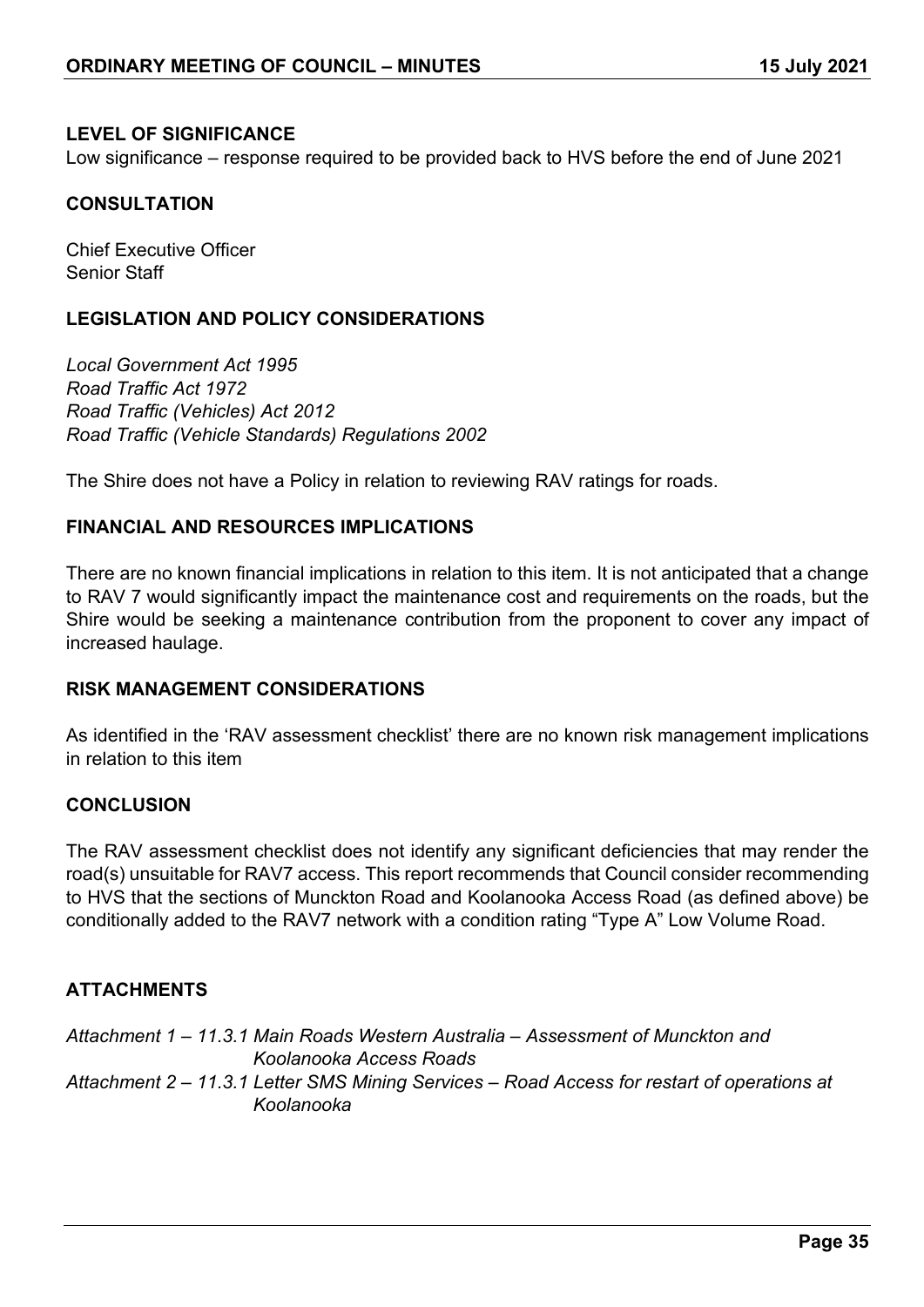### LEVEL OF SIGNIFICANCE

Low significance – response required to be provided back to HVS before the end of June 2021

### CONSULTATION

Chief Executive Officer
Senior Staff

### LEGISLATION AND POLICY CONSIDERATIONS

*Local Government Act 1995*
*Road Traffic Act 1972*
*Road Traffic (Vehicles) Act 2012*
*Road Traffic (Vehicle Standards) Regulations 2002*

The Shire does not have a Policy in relation to reviewing RAV ratings for roads.

### FINANCIAL AND RESOURCES IMPLICATIONS

There are no known financial implications in relation to this item. It is not anticipated that a change to RAV 7 would significantly impact the maintenance cost and requirements on the roads, but the Shire would be seeking a maintenance contribution from the proponent to cover any impact of increased haulage.

### RISK MANAGEMENT CONSIDERATIONS

As identified in the 'RAV assessment checklist' there are no known risk management implications in relation to this item

### CONCLUSION

The RAV assessment checklist does not identify any significant deficiencies that may render the road(s) unsuitable for RAV7 access. This report recommends that Council consider recommending to HVS that the sections of Munckton Road and Koolanooka Access Road (as defined above) be conditionally added to the RAV7 network with a condition rating "Type A" Low Volume Road.

### ATTACHMENTS

*Attachment 1 – 11.3.1 Main Roads Western Australia – Assessment of Munckton and Koolanooka Access Roads*
*Attachment 2 – 11.3.1 Letter SMS Mining Services – Road Access for restart of operations at Koolanooka*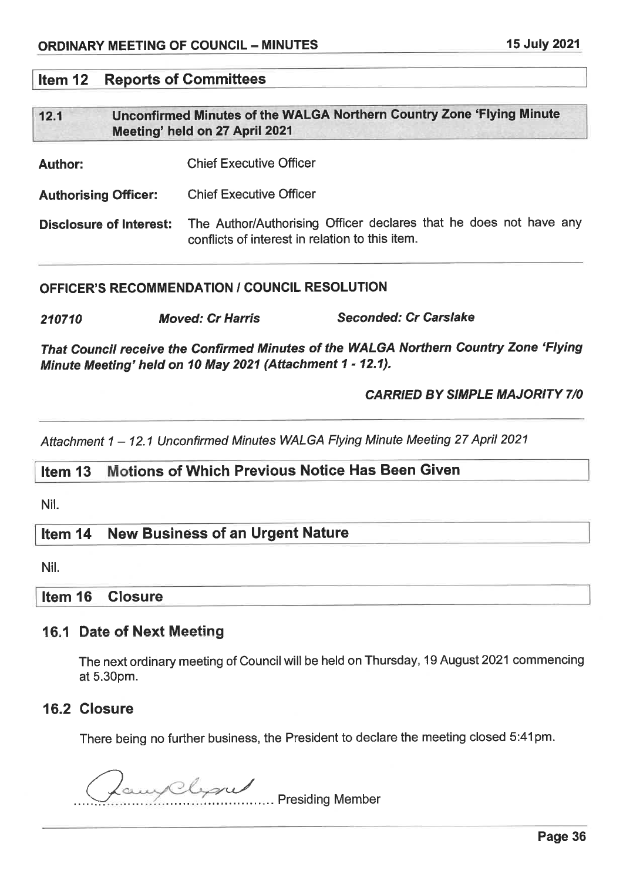## Item 12 Reports of Committees

### 12.1 Unconfirmed Minutes of the WALGA Northern Country Zone 'Flying Minute Meeting' held on 27 April 2021

**Author:** Chief Executive Officer

**Authorising Officer:** Chief Executive Officer

**Disclosure of Interest:** The Author/Authorising Officer declares that he does not have any conflicts of interest in relation to this item.

---

**OFFICER'S RECOMMENDATION / COUNCIL RESOLUTION**

***210710*** ***Moved: Cr Harris*** ***Seconded: Cr Carslake***

***That Council receive the Confirmed Minutes of the WALGA Northern Country Zone 'Flying Minute Meeting' held on 10 May 2021 (Attachment 1 - 12.1).***

***CARRIED BY SIMPLE MAJORITY 7/0***

---

*Attachment 1 – 12.1 Unconfirmed Minutes WALGA Flying Minute Meeting 27 April 2021*

## Item 13 Motions of Which Previous Notice Has Been Given

Nil.

## Item 14 New Business of an Urgent Nature

Nil.

## Item 16 Closure

### 16.1 Date of Next Meeting

The next ordinary meeting of Council will be held on Thursday, 19 August 2021 commencing at 5.30pm.

### 16.2 Closure

There being no further business, the President to declare the meeting closed 5:41pm.

............................................ Presiding Member